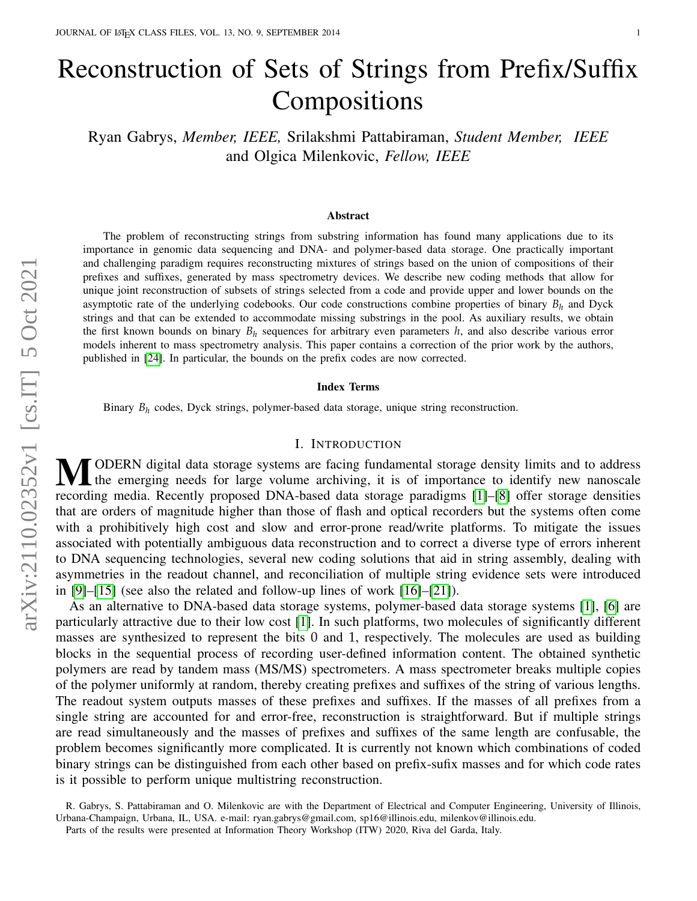# Reconstruction of Sets of Strings from Prefix/Suffix Compositions

Ryan Gabrys, *Member, IEEE,* Srilakshmi Pattabiraman, *Student Member, IEEE* and Olgica Milenkovic, *Fellow, IEEE*

## Abstract

The problem of reconstructing strings from substring information has found many applications due to its importance in genomic data sequencing and DNA- and polymer-based data storage. One practically important and challenging paradigm requires reconstructing mixtures of strings based on the union of compositions of their prefixes and suffixes, generated by mass spectrometry devices. We describe new coding methods that allow for unique joint reconstruction of subsets of strings selected from a code and provide upper and lower bounds on the asymptotic rate of the underlying codebooks. Our code constructions combine properties of binary $B_h$ and Dyck strings and that can be extended to accommodate missing substrings in the pool. As auxiliary results, we obtain the first known bounds on binary $B_h$ sequences for arbitrary even parameters $h$, and also describe various error models inherent to mass spectrometry analysis. This paper contains a correction of the prior work by the authors, published in [24]. In particular, the bounds on the prefix codes are now corrected.

## Index Terms

Binary $B_h$ codes, Dyck strings, polymer-based data storage, unique string reconstruction.

## I. Introduction

Modern digital data storage systems are facing fundamental storage density limits and to address the emerging needs for large volume archiving, it is of importance to identify new nanoscale recording media. Recently proposed DNA-based data storage paradigms [1]–[8] offer storage densities that are orders of magnitude higher than those of flash and optical recorders but the systems often come with a prohibitively high cost and slow and error-prone read/write platforms. To mitigate the issues associated with potentially ambiguous data reconstruction and to correct a diverse type of errors inherent to DNA sequencing technologies, several new coding solutions that aid in string assembly, dealing with asymmetries in the readout channel, and reconciliation of multiple string evidence sets were introduced in [9]–[15] (see also the related and follow-up lines of work [16]–[21]).

As an alternative to DNA-based data storage systems, polymer-based data storage systems [1], [6] are particularly attractive due to their low cost [1]. In such platforms, two molecules of significantly different masses are synthesized to represent the bits 0 and 1, respectively. The molecules are used as building blocks in the sequential process of recording user-defined information content. The obtained synthetic polymers are read by tandem mass (MS/MS) spectrometers. A mass spectrometer breaks multiple copies of the polymer uniformly at random, thereby creating prefixes and suffixes of the string of various lengths. The readout system outputs masses of these prefixes and suffixes. If the masses of all prefixes from a single string are accounted for and error-free, reconstruction is straightforward. But if multiple strings are read simultaneously and the masses of prefixes and suffixes of the same length are confusable, the problem becomes significantly more complicated. It is currently not known which combinations of coded binary strings can be distinguished from each other based on prefix-sufix masses and for which code rates is it possible to perform unique multistring reconstruction.

R. Gabrys, S. Pattabiraman and O. Milenkovic are with the Department of Electrical and Computer Engineering, University of Illinois, Urbana-Champaign, Urbana, IL, USA. e-mail: ryan.gabrys@gmail.com, sp16@illinois.edu, milenkov@illinois.edu.

Parts of the results were presented at Information Theory Workshop (ITW) 2020, Riva del Garda, Italy.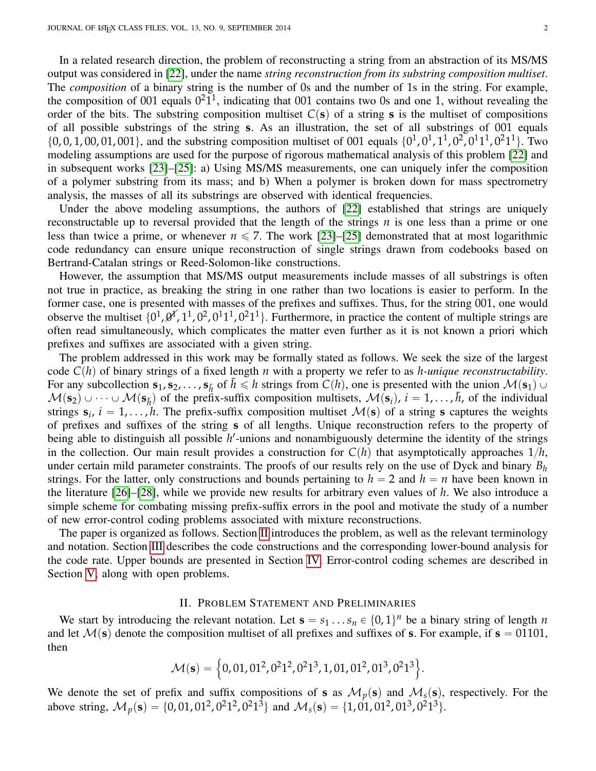In a related research direction, the problem of reconstructing a string from an abstraction of its MS/MS output was considered in [22], under the name *string reconstruction from its substring composition multiset*. The *composition* of a binary string is the number of 0s and the number of 1s in the string. For example, the composition of 001 equals $0^2 1^1$, indicating that 001 contains two 0s and one 1, without revealing the order of the bits. The substring composition multiset $C(\mathbf{s})$ of a string $\mathbf{s}$ is the multiset of compositions of all possible substrings of the string $\mathbf{s}$. As an illustration, the set of all substrings of 001 equals $\{0, 0, 1, 00, 01, 001\}$, and the substring composition multiset of 001 equals $\{0^1, 0^1, 1^1, 0^2, 0^1 1^1, 0^2 1^1\}$. Two modeling assumptions are used for the purpose of rigorous mathematical analysis of this problem [22] and in subsequent works [23]–[25]: a) Using MS/MS measurements, one can uniquely infer the composition of a polymer substring from its mass; and b) When a polymer is broken down for mass spectrometry analysis, the masses of all its substrings are observed with identical frequencies.

Under the above modeling assumptions, the authors of [22] established that strings are uniquely reconstructable up to reversal provided that the length of the strings $n$ is one less than a prime or one less than twice a prime, or whenever $n \leqslant 7$. The work [23]–[25] demonstrated that at most logarithmic code redundancy can ensure unique reconstruction of single strings drawn from codebooks based on Bertrand-Catalan strings or Reed-Solomon-like constructions.

However, the assumption that MS/MS output measurements include masses of all substrings is often not true in practice, as breaking the string in one rather than two locations is easier to perform. In the former case, one is presented with masses of the prefixes and suffixes. Thus, for the string 001, one would observe the multiset $\{0^1, \not{0}^1, 1^1, 0^2, 0^1 1^1, 0^2 1^1\}$. Furthermore, in practice the content of multiple strings are often read simultaneously, which complicates the matter even further as it is not known a priori which prefixes and suffixes are associated with a given string.

The problem addressed in this work may be formally stated as follows. We seek the size of the largest code $C(h)$ of binary strings of a fixed length $n$ with a property we refer to as *h-unique reconstructability*. For any subcollection $\mathbf{s}_1, \mathbf{s}_2, \ldots, \mathbf{s}_{\bar{h}}$ of $\bar{h} \leqslant h$ strings from $C(h)$, one is presented with the union $\mathcal{M}(\mathbf{s}_1) \cup \mathcal{M}(\mathbf{s}_2) \cup \cdots \cup \mathcal{M}(\mathbf{s}_{\bar{h}})$ of the prefix-suffix composition multisets, $\mathcal{M}(\mathbf{s}_i)$, $i = 1, \ldots, \bar{h}$, of the individual strings $\mathbf{s}_i$, $i = 1, \ldots, h$. The prefix-suffix composition multiset $\mathcal{M}(\mathbf{s})$ of a string $\mathbf{s}$ captures the weights of prefixes and suffixes of the string $\mathbf{s}$ of all lengths. Unique reconstruction refers to the property of being able to distinguish all possible $h'$-unions and nonambiguously determine the identity of the strings in the collection. Our main result provides a construction for $C(h)$ that asymptotically approaches $1/h$, under certain mild parameter constraints. The proofs of our results rely on the use of Dyck and binary $B_h$ strings. For the latter, only constructions and bounds pertaining to $h = 2$ and $h = n$ have been known in the literature [26]–[28], while we provide new results for arbitrary even values of $h$. We also introduce a simple scheme for combating missing prefix-suffix errors in the pool and motivate the study of a number of new error-control coding problems associated with mixture reconstructions.

The paper is organized as follows. Section II introduces the problem, as well as the relevant terminology and notation. Section III describes the code constructions and the corresponding lower-bound analysis for the code rate. Upper bounds are presented in Section IV. Error-control coding schemes are described in Section V, along with open problems.

## II. Problem Statement and Preliminaries

We start by introducing the relevant notation. Let $\mathbf{s} = s_1 \ldots s_n \in \{0, 1\}^n$ be a binary string of length $n$ and let $\mathcal{M}(\mathbf{s})$ denote the composition multiset of all prefixes and suffixes of $\mathbf{s}$. For example, if $\mathbf{s} = 01101$, then

$$\mathcal{M}(\mathbf{s}) = \left\{0, 01, 01^2, 0^2 1^2, 0^2 1^3, 1, 01, 01^2, 01^3, 0^2 1^3\right\}.$$

We denote the set of prefix and suffix compositions of $\mathbf{s}$ as $\mathcal{M}_p(\mathbf{s})$ and $\mathcal{M}_s(\mathbf{s})$, respectively. For the above string, $\mathcal{M}_p(\mathbf{s}) = \{0, 01, 01^2, 0^2 1^2, 0^2 1^3\}$ and $\mathcal{M}_s(\mathbf{s}) = \{1, 01, 01^2, 01^3, 0^2 1^3\}$.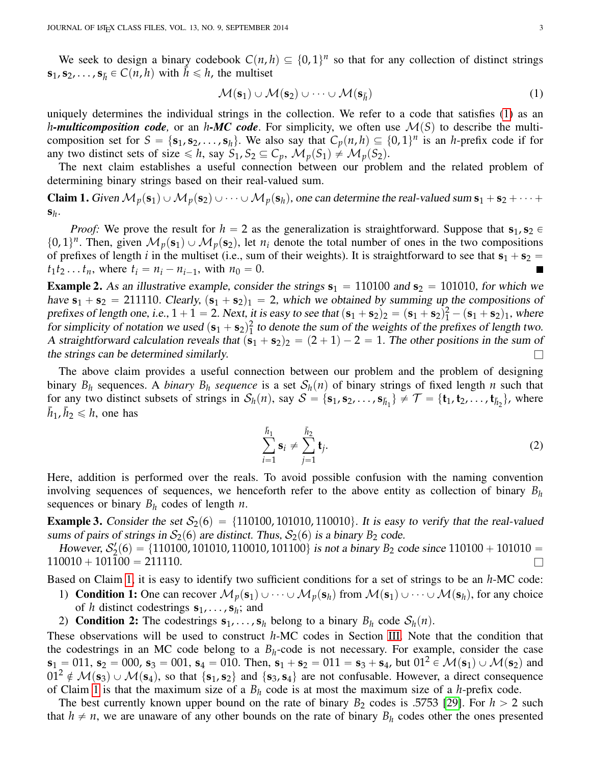We seek to design a binary codebook $C(n, h) \subseteq \{0,1\}^n$ so that for any collection of distinct strings $\mathbf{s}_1, \mathbf{s}_2, \ldots, \mathbf{s}_{\bar{h}} \in C(n, h)$ with $\bar{h} \leqslant h$, the multiset

$$\mathcal{M}(\mathbf{s}_1) \cup \mathcal{M}(\mathbf{s}_2) \cup \cdots \cup \mathcal{M}(\mathbf{s}_{\bar{h}}) \tag{1}$$

uniquely determines the individual strings in the collection. We refer to a code that satisfies (1) as an ***h*-multicomposition code**, or an ***h*-MC code**. For simplicity, we often use $\mathcal{M}(S)$ to describe the multi-composition set for $S = \{\mathbf{s}_1, \mathbf{s}_2, \ldots, \mathbf{s}_h\}$. We also say that $C_p(n, h) \subseteq \{0,1\}^n$ is an $h$-prefix code if for any two distinct sets of size $\leqslant h$, say $S_1, S_2 \subseteq C_p$, $\mathcal{M}_p(S_1) \neq \mathcal{M}_p(S_2)$.

The next claim establishes a useful connection between our problem and the related problem of determining binary strings based on their real-valued sum.

**Claim 1.** *Given $\mathcal{M}_p(\mathbf{s}_1) \cup \mathcal{M}_p(\mathbf{s}_2) \cup \cdots \cup \mathcal{M}_p(\mathbf{s}_h)$, one can determine the real-valued sum $\mathbf{s}_1 + \mathbf{s}_2 + \cdots + \mathbf{s}_h$.*

*Proof:* We prove the result for $h = 2$ as the generalization is straightforward. Suppose that $\mathbf{s}_1, \mathbf{s}_2 \in \{0,1\}^n$. Then, given $\mathcal{M}_p(\mathbf{s}_1) \cup \mathcal{M}_p(\mathbf{s}_2)$, let $n_i$ denote the total number of ones in the two compositions of prefixes of length $i$ in the multiset (i.e., sum of their weights). It is straightforward to see that $\mathbf{s}_1 + \mathbf{s}_2 = t_1 t_2 \ldots t_n$, where $t_i = n_i - n_{i-1}$, with $n_0 = 0$. ∎

**Example 2.** *As an illustrative example, consider the strings $\mathbf{s}_1 = 110100$ and $\mathbf{s}_2 = 101010$, for which we have $\mathbf{s}_1 + \mathbf{s}_2 = 211110$. Clearly, $(\mathbf{s}_1 + \mathbf{s}_2)_1 = 2$, which we obtained by summing up the compositions of prefixes of length one, i.e., $1 + 1 = 2$. Next, it is easy to see that $(\mathbf{s}_1 + \mathbf{s}_2)_2 = (\mathbf{s}_1 + \mathbf{s}_2)_1^2 - (\mathbf{s}_1 + \mathbf{s}_2)_1$, where for simplicity of notation we used $(\mathbf{s}_1 + \mathbf{s}_2)_1^2$ to denote the sum of the weights of the prefixes of length two. A straightforward calculation reveals that $(\mathbf{s}_1 + \mathbf{s}_2)_2 = (2 + 1) - 2 = 1$. The other positions in the sum of the strings can be determined similarly.* □

The above claim provides a useful connection between our problem and the problem of designing binary $B_h$ sequences. A *binary $B_h$ sequence* is a set $\mathcal{S}_h(n)$ of binary strings of fixed length $n$ such that for any two distinct subsets of strings in $\mathcal{S}_h(n)$, say $\mathcal{S} = \{\mathbf{s}_1, \mathbf{s}_2, \ldots, \mathbf{s}_{\bar{h}_1}\} \neq \mathcal{T} = \{\mathbf{t}_1, \mathbf{t}_2, \ldots, \mathbf{t}_{\bar{h}_2}\}$, where $\bar{h}_1, \bar{h}_2 \leqslant h$, one has

$$\sum_{i=1}^{\bar{h}_1} \mathbf{s}_i \neq \sum_{j=1}^{\bar{h}_2} \mathbf{t}_j. \tag{2}$$

Here, addition is performed over the reals. To avoid possible confusion with the naming convention involving sequences of sequences, we henceforth refer to the above entity as collection of binary $B_h$ sequences or binary $B_h$ codes of length $n$.

**Example 3.** *Consider the set $\mathcal{S}_2(6) = \{110100, 101010, 110010\}$. It is easy to verify that the real-valued sums of pairs of strings in $\mathcal{S}_2(6)$ are distinct. Thus, $\mathcal{S}_2(6)$ is a binary $B_2$ code.*

*However, $\mathcal{S}_2'(6) = \{110100, 101010, 110010, 101100\}$ is not a binary $B_2$ code since $110100 + 101010 = 110010 + 101100 = 211110$.* □

Based on Claim 1, it is easy to identify two sufficient conditions for a set of strings to be an $h$-MC code:

1) **Condition 1:** One can recover $\mathcal{M}_p(\mathbf{s}_1) \cup \cdots \cup \mathcal{M}_p(\mathbf{s}_h)$ from $\mathcal{M}(\mathbf{s}_1) \cup \cdots \cup \mathcal{M}(\mathbf{s}_h)$, for any choice of $h$ distinct codestrings $\mathbf{s}_1, \ldots, \mathbf{s}_h$; and
2) **Condition 2:** The codestrings $\mathbf{s}_1, \ldots, \mathbf{s}_h$ belong to a binary $B_h$ code $\mathcal{S}_h(n)$.

These observations will be used to construct $h$-MC codes in Section III. Note that the condition that the codestrings in an MC code belong to a $B_h$-code is not necessary. For example, consider the case $\mathbf{s}_1 = 011$, $\mathbf{s}_2 = 000$, $\mathbf{s}_3 = 001$, $\mathbf{s}_4 = 010$. Then, $\mathbf{s}_1 + \mathbf{s}_2 = 011 = \mathbf{s}_3 + \mathbf{s}_4$, but $01^2 \in \mathcal{M}(\mathbf{s}_1) \cup \mathcal{M}(\mathbf{s}_2)$ and $01^2 \notin \mathcal{M}(\mathbf{s}_3) \cup \mathcal{M}(\mathbf{s}_4)$, so that $\{\mathbf{s}_1, \mathbf{s}_2\}$ and $\{\mathbf{s}_3, \mathbf{s}_4\}$ are not confusable. However, a direct consequence of Claim 1 is that the maximum size of a $B_h$ code is at most the maximum size of a $h$-prefix code.

The best currently known upper bound on the rate of binary $B_2$ codes is .5753 [29]. For $h > 2$ such that $h \neq n$, we are unaware of any other bounds on the rate of binary $B_h$ codes other the ones presented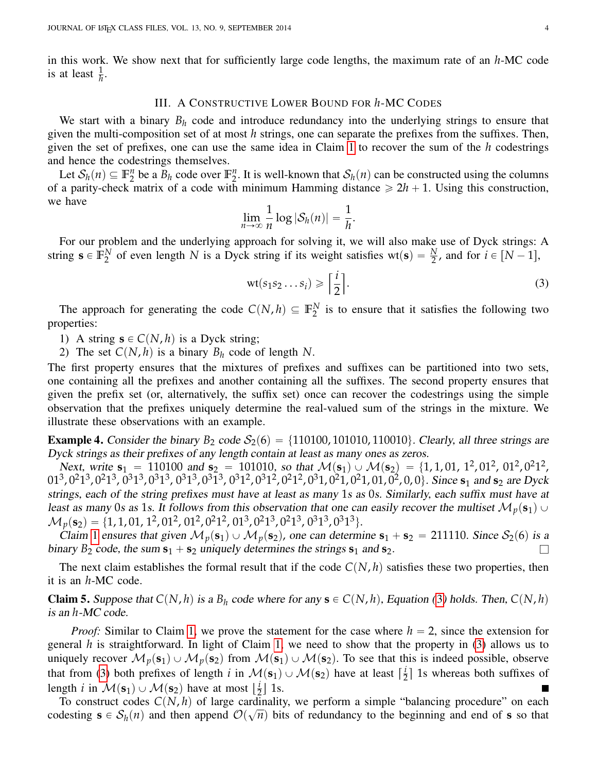in this work. We show next that for sufficiently large code lengths, the maximum rate of an $h$-MC code is at least $\frac{1}{h}$.

## III. A Constructive Lower Bound for $h$-MC Codes

We start with a binary $B_h$ code and introduce redundancy into the underlying strings to ensure that given the multi-composition set of at most $h$ strings, one can separate the prefixes from the suffixes. Then, given the set of prefixes, one can use the same idea in Claim 1 to recover the sum of the $h$ codestrings and hence the codestrings themselves.

Let $\mathcal{S}_h(n) \subseteq \mathbb{F}_2^n$ be a $B_h$ code over $\mathbb{F}_2^n$. It is well-known that $\mathcal{S}_h(n)$ can be constructed using the columns of a parity-check matrix of a code with minimum Hamming distance $\geqslant 2h+1$. Using this construction, we have

$$\lim_{n\to\infty} \frac{1}{n} \log |\mathcal{S}_h(n)| = \frac{1}{h}.$$

For our problem and the underlying approach for solving it, we will also make use of Dyck strings: A string $\mathbf{s} \in \mathbb{F}_2^N$ of even length $N$ is a Dyck string if its weight satisfies $\mathrm{wt}(\mathbf{s}) = \frac{N}{2}$, and for $i \in [N-1]$,

$$\mathrm{wt}(s_1 s_2 \ldots s_i) \geqslant \left\lceil \frac{i}{2} \right\rceil. \tag{3}$$

The approach for generating the code $C(N,h) \subseteq \mathbb{F}_2^N$ is to ensure that it satisfies the following two properties:

1) A string $\mathbf{s} \in C(N,h)$ is a Dyck string;
2) The set $C(N,h)$ is a binary $B_h$ code of length $N$.

The first property ensures that the mixtures of prefixes and suffixes can be partitioned into two sets, one containing all the prefixes and another containing all the suffixes. The second property ensures that given the prefix set (or, alternatively, the suffix set) once can recover the codestrings using the simple observation that the prefixes uniquely determine the real-valued sum of the strings in the mixture. We illustrate these observations with an example.

**Example 4.** *Consider the binary $B_2$ code $\mathcal{S}_2(6) = \{110100, 101010, 110010\}$. Clearly, all three strings are Dyck strings as their prefixes of any length contain at least as many ones as zeros.*

*Next, write $\mathbf{s}_1 = 110100$ and $\mathbf{s}_2 = 101010$, so that $\mathcal{M}(\mathbf{s}_1) \cup \mathcal{M}(\mathbf{s}_2) = \{1, 1, 01, 1^2, 01^2, 01^2, 0^21^2, 01^3, 0^21^3, 0^21^3, 0^31^3, 0^31^3, 0^31^3, 0^31^3, 0^31^2, 0^31^2, 0^21^2, 0^31, 0^21, 0^21, 01, 0^2, 0, 0\}$. Since $\mathbf{s}_1$ and $\mathbf{s}_2$ are Dyck strings, each of the string prefixes must have at least as many 1s as 0s. Similarly, each suffix must have at least as many 0s as 1s. It follows from this observation that one can easily recover the multiset $\mathcal{M}_p(\mathbf{s}_1) \cup \mathcal{M}_p(\mathbf{s}_2) = \{1, 1, 01, 1^2, 01^2, 01^2, 0^21^2, 01^3, 0^21^3, 0^21^3, 0^31^3, 0^31^3\}$.*

*Claim 1 ensures that given $\mathcal{M}_p(\mathbf{s}_1) \cup \mathcal{M}_p(\mathbf{s}_2)$, one can determine $\mathbf{s}_1 + \mathbf{s}_2 = 211110$. Since $\mathcal{S}_2(6)$ is a binary $B_2$ code, the sum $\mathbf{s}_1 + \mathbf{s}_2$ uniquely determines the strings $\mathbf{s}_1$ and $\mathbf{s}_2$.* □

The next claim establishes the formal result that if the code $C(N,h)$ satisfies these two properties, then it is an $h$-MC code.

**Claim 5.** *Suppose that $C(N,h)$ is a $B_h$ code where for any $\mathbf{s} \in C(N,h)$, Equation (3) holds. Then, $C(N,h)$ is an $h$-MC code.*

*Proof:* Similar to Claim 1, we prove the statement for the case where $h = 2$, since the extension for general $h$ is straightforward. In light of Claim 1, we need to show that the property in (3) allows us to uniquely recover $\mathcal{M}_p(\mathbf{s}_1) \cup \mathcal{M}_p(\mathbf{s}_2)$ from $\mathcal{M}(\mathbf{s}_1) \cup \mathcal{M}(\mathbf{s}_2)$. To see that this is indeed possible, observe that from (3) both prefixes of length $i$ in $\mathcal{M}(\mathbf{s}_1) \cup \mathcal{M}(\mathbf{s}_2)$ have at least $\lceil \frac{i}{2} \rceil$ 1s whereas both suffixes of length $i$ in $\mathcal{M}(\mathbf{s}_1) \cup \mathcal{M}(\mathbf{s}_2)$ have at most $\lfloor \frac{i}{2} \rfloor$ 1s. ■

To construct codes $C(N,h)$ of large cardinality, we perform a simple "balancing procedure" on each codestring $\mathbf{s} \in \mathcal{S}_h(n)$ and then append $\mathcal{O}(\sqrt{n})$ bits of redundancy to the beginning and end of $\mathbf{s}$ so that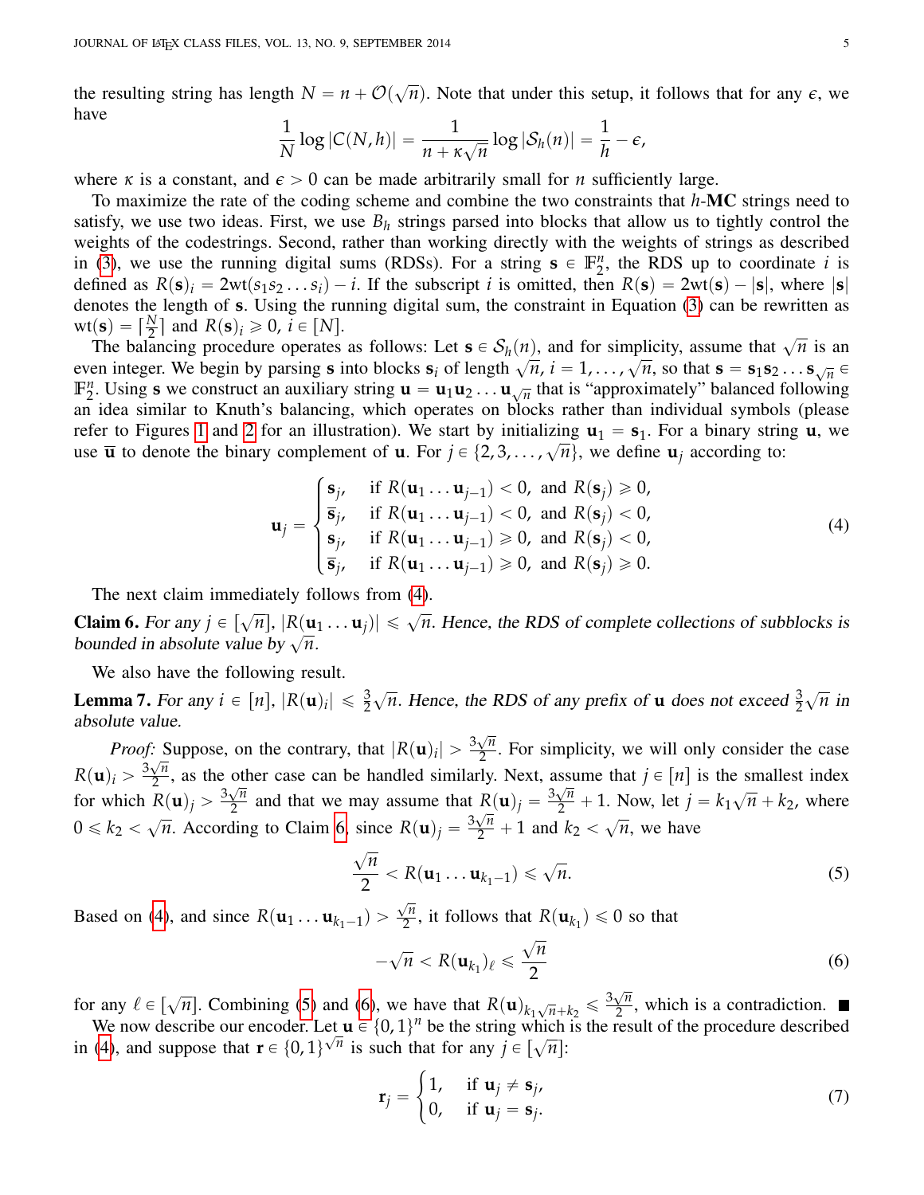the resulting string has length $N = n + \mathcal{O}(\sqrt{n})$. Note that under this setup, it follows that for any $\epsilon$, we have

$$\frac{1}{N}\log|C(N,h)| = \frac{1}{n+\kappa\sqrt{n}}\log|\mathcal{S}_h(n)| = \frac{1}{h} - \epsilon,$$

where $\kappa$ is a constant, and $\epsilon > 0$ can be made arbitrarily small for $n$ sufficiently large.

To maximize the rate of the coding scheme and combine the two constraints that $h$-**MC** strings need to satisfy, we use two ideas. First, we use $B_h$ strings parsed into blocks that allow us to tightly control the weights of the codestrings. Second, rather than working directly with the weights of strings as described in (3), we use the running digital sums (RDSs). For a string $\mathbf{s} \in \mathbb{F}_2^n$, the RDS up to coordinate $i$ is defined as $R(\mathbf{s})_i = 2\text{wt}(s_1 s_2 \dots s_i) - i$. If the subscript $i$ is omitted, then $R(\mathbf{s}) = 2\text{wt}(\mathbf{s}) - |\mathbf{s}|$, where $|\mathbf{s}|$ denotes the length of $\mathbf{s}$. Using the running digital sum, the constraint in Equation (3) can be rewritten as $\text{wt}(\mathbf{s}) = \lceil \frac{N}{2} \rceil$ and $R(\mathbf{s})_i \geqslant 0$, $i \in [N]$.

The balancing procedure operates as follows: Let $\mathbf{s} \in \mathcal{S}_h(n)$, and for simplicity, assume that $\sqrt{n}$ is an even integer. We begin by parsing $\mathbf{s}$ into blocks $\mathbf{s}_i$ of length $\sqrt{n}$, $i = 1, \dots, \sqrt{n}$, so that $\mathbf{s} = \mathbf{s}_1\mathbf{s}_2 \dots \mathbf{s}_{\sqrt{n}} \in \mathbb{F}_2^n$. Using $\mathbf{s}$ we construct an auxiliary string $\mathbf{u} = \mathbf{u}_1\mathbf{u}_2 \dots \mathbf{u}_{\sqrt{n}}$ that is "approximately" balanced following an idea similar to Knuth's balancing, which operates on blocks rather than individual symbols (please refer to Figures 1 and 2 for an illustration). We start by initializing $\mathbf{u}_1 = \mathbf{s}_1$. For a binary string $\mathbf{u}$, we use $\overline{\mathbf{u}}$ to denote the binary complement of $\mathbf{u}$. For $j \in \{2, 3, \dots, \sqrt{n}\}$, we define $\mathbf{u}_j$ according to:

$$\mathbf{u}_j = \begin{cases} \mathbf{s}_j, & \text{if } R(\mathbf{u}_1 \dots \mathbf{u}_{j-1}) < 0, \text{ and } R(\mathbf{s}_j) \geqslant 0, \\ \overline{\mathbf{s}}_j, & \text{if } R(\mathbf{u}_1 \dots \mathbf{u}_{j-1}) < 0, \text{ and } R(\mathbf{s}_j) < 0, \\ \mathbf{s}_j, & \text{if } R(\mathbf{u}_1 \dots \mathbf{u}_{j-1}) \geqslant 0, \text{ and } R(\mathbf{s}_j) < 0, \\ \overline{\mathbf{s}}_j, & \text{if } R(\mathbf{u}_1 \dots \mathbf{u}_{j-1}) \geqslant 0, \text{ and } R(\mathbf{s}_j) \geqslant 0. \end{cases} \tag{4}$$

The next claim immediately follows from (4).

**Claim 6.** *For any $j \in [\sqrt{n}]$, $|R(\mathbf{u}_1 \dots \mathbf{u}_j)| \leqslant \sqrt{n}$. Hence, the RDS of complete collections of subblocks is bounded in absolute value by $\sqrt{n}$.*

We also have the following result.

**Lemma 7.** *For any $i \in [n]$, $|R(\mathbf{u})_i| \leqslant \frac{3}{2}\sqrt{n}$. Hence, the RDS of any prefix of $\mathbf{u}$ does not exceed $\frac{3}{2}\sqrt{n}$ in absolute value.*

*Proof:* Suppose, on the contrary, that $|R(\mathbf{u})_i| > \frac{3\sqrt{n}}{2}$. For simplicity, we will only consider the case $R(\mathbf{u})_i > \frac{3\sqrt{n}}{2}$, as the other case can be handled similarly. Next, assume that $j \in [n]$ is the smallest index for which $R(\mathbf{u})_j > \frac{3\sqrt{n}}{2}$ and that we may assume that $R(\mathbf{u})_j = \frac{3\sqrt{n}}{2} + 1$. Now, let $j = k_1\sqrt{n} + k_2$, where $0 \leqslant k_2 < \sqrt{n}$. According to Claim 6, since $R(\mathbf{u})_j = \frac{3\sqrt{n}}{2} + 1$ and $k_2 < \sqrt{n}$, we have

$$\frac{\sqrt{n}}{2} < R(\mathbf{u}_1 \dots \mathbf{u}_{k_1 - 1}) \leqslant \sqrt{n}. \tag{5}$$

Based on (4), and since $R(\mathbf{u}_1 \dots \mathbf{u}_{k_1-1}) > \frac{\sqrt{n}}{2}$, it follows that $R(\mathbf{u}_{k_1}) \leqslant 0$ so that

$$-\sqrt{n} < R(\mathbf{u}_{k_1})_\ell \leqslant \frac{\sqrt{n}}{2} \tag{6}$$

for any $\ell \in [\sqrt{n}]$. Combining (5) and (6), we have that $R(\mathbf{u})_{k_1\sqrt{n}+k_2} \leqslant \frac{3\sqrt{n}}{2}$, which is a contradiction. ■

We now describe our encoder. Let $\mathbf{u} \in \{0,1\}^n$ be the string which is the result of the procedure described in (4), and suppose that $\mathbf{r} \in \{0,1\}^{\sqrt{n}}$ is such that for any $j \in [\sqrt{n}]$:

$$\mathbf{r}_j = \begin{cases} 1, & \text{if } \mathbf{u}_j \neq \mathbf{s}_j, \\ 0, & \text{if } \mathbf{u}_j = \mathbf{s}_j. \end{cases} \tag{7}$$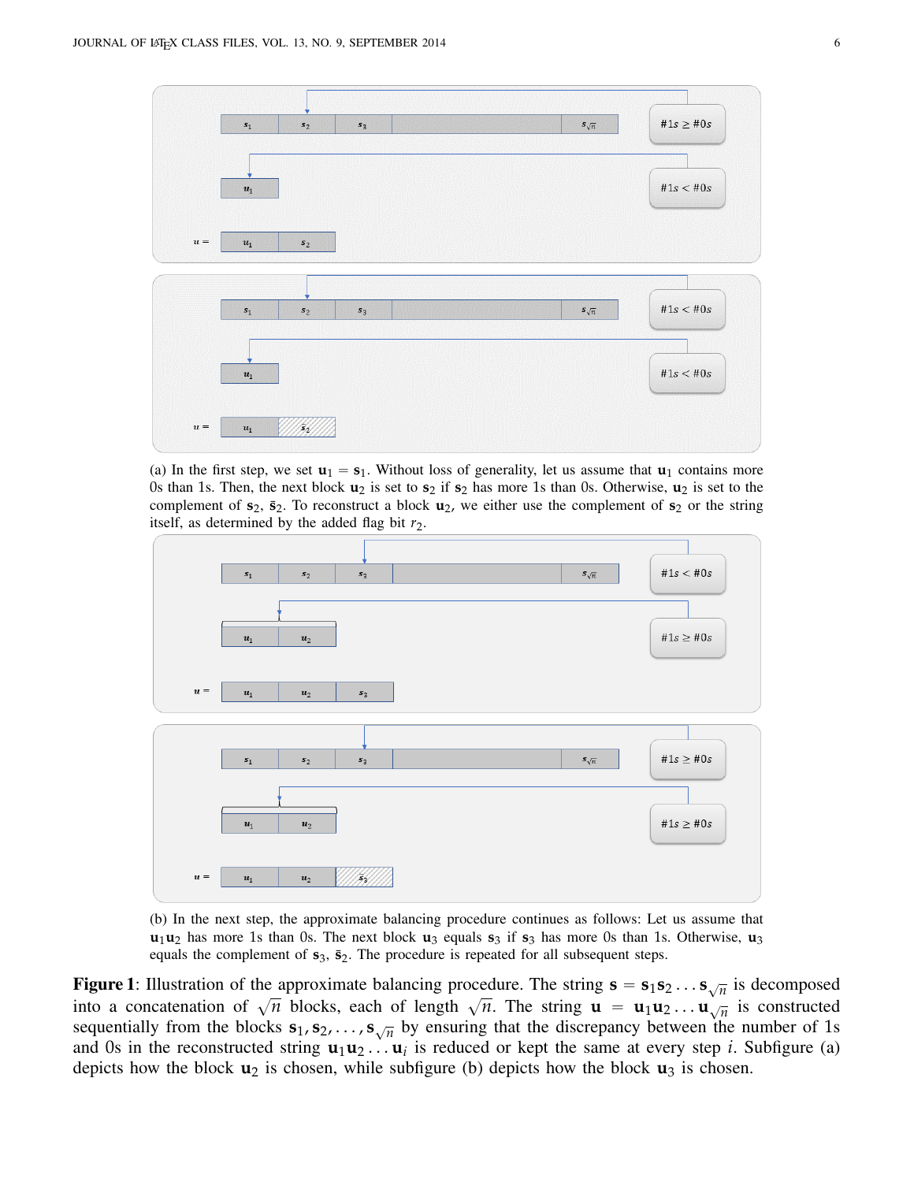(a) In the first step, we set $\mathbf{u}_1 = \mathbf{s}_1$. Without loss of generality, let us assume that $\mathbf{u}_1$ contains more 0s than 1s. Then, the next block $\mathbf{u}_2$ is set to $\mathbf{s}_2$ if $\mathbf{s}_2$ has more 1s than 0s. Otherwise, $\mathbf{u}_2$ is set to the complement of $\mathbf{s}_2$, $\bar{\mathbf{s}}_2$. To reconstruct a block $\mathbf{u}_2$, we either use the complement of $\mathbf{s}_2$ or the string itself, as determined by the added flag bit $r_2$.

(b) In the next step, the approximate balancing procedure continues as follows: Let us assume that $\mathbf{u}_1\mathbf{u}_2$ has more 1s than 0s. The next block $\mathbf{u}_3$ equals $\mathbf{s}_3$ if $\mathbf{s}_3$ has more 0s than 1s. Otherwise, $\mathbf{u}_3$ equals the complement of $\mathbf{s}_3$, $\bar{\mathbf{s}}_2$. The procedure is repeated for all subsequent steps.

**Figure 1**: Illustration of the approximate balancing procedure. The string $\mathbf{s} = \mathbf{s}_1\mathbf{s}_2 \ldots \mathbf{s}_{\sqrt{n}}$ is decomposed into a concatenation of $\sqrt{n}$ blocks, each of length $\sqrt{n}$. The string $\mathbf{u} = \mathbf{u}_1\mathbf{u}_2 \ldots \mathbf{u}_{\sqrt{n}}$ is constructed sequentially from the blocks $\mathbf{s}_1, \mathbf{s}_2, \ldots, \mathbf{s}_{\sqrt{n}}$ by ensuring that the discrepancy between the number of 1s and 0s in the reconstructed string $\mathbf{u}_1\mathbf{u}_2 \ldots \mathbf{u}_i$ is reduced or kept the same at every step $i$. Subfigure (a) depicts how the block $\mathbf{u}_2$ is chosen, while subfigure (b) depicts how the block $\mathbf{u}_3$ is chosen.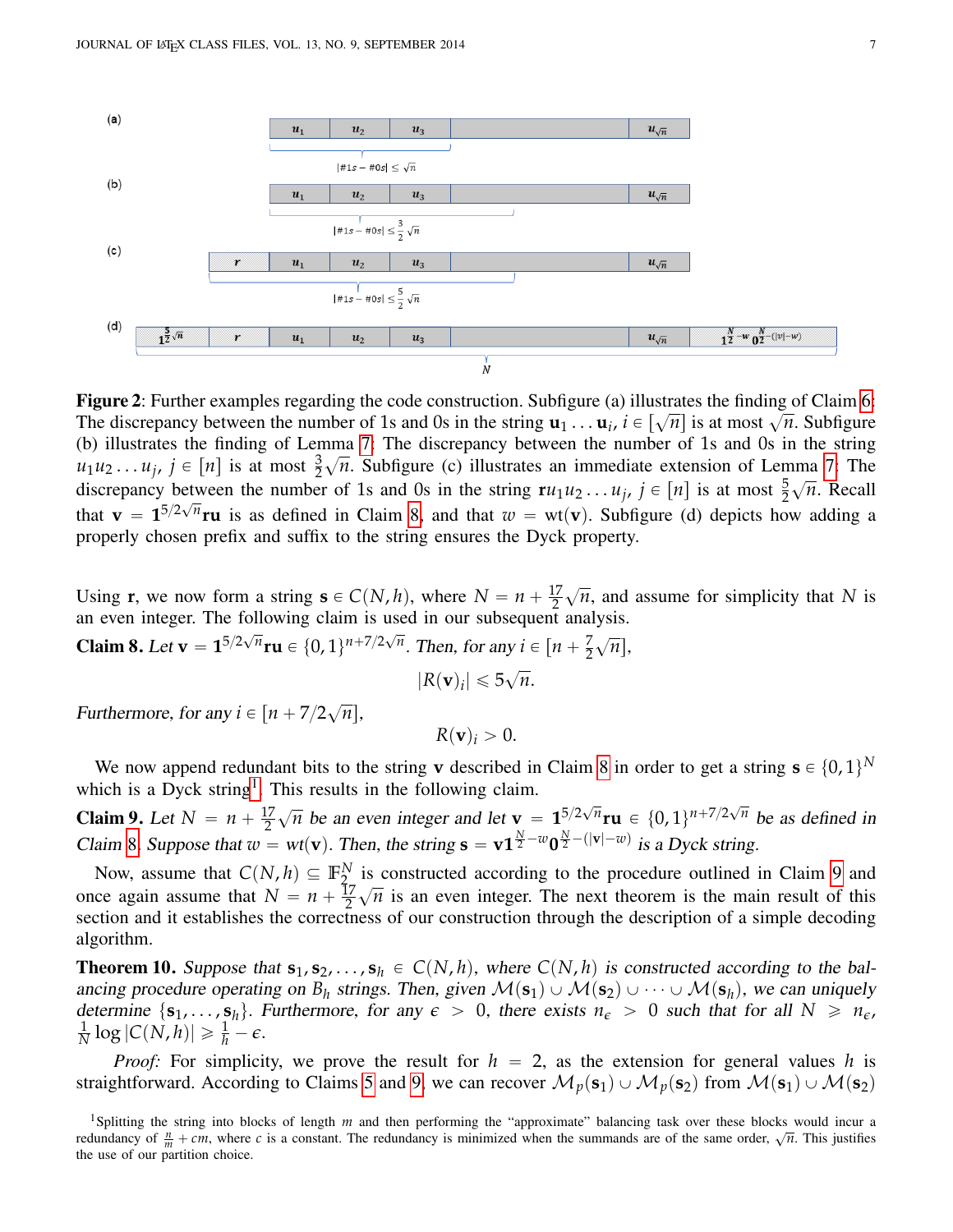**Figure 2**: Further examples regarding the code construction. Subfigure (a) illustrates the finding of Claim 6: The discrepancy between the number of 1s and 0s in the string $\mathbf{u}_1 \dots \mathbf{u}_i$, $i \in [\sqrt{n}]$ is at most $\sqrt{n}$. Subfigure (b) illustrates the finding of Lemma 7: The discrepancy between the number of 1s and 0s in the string $u_1 u_2 \dots u_j$, $j \in [n]$ is at most $\frac{3}{2}\sqrt{n}$. Subfigure (c) illustrates an immediate extension of Lemma 7: The discrepancy between the number of 1s and 0s in the string $\mathbf{r} u_1 u_2 \dots u_j$, $j \in [n]$ is at most $\frac{5}{2}\sqrt{n}$. Recall that $\mathbf{v} = \mathbf{1}^{5/2\sqrt{n}}\mathbf{r}\mathbf{u}$ is as defined in Claim 8, and that $w = \text{wt}(\mathbf{v})$. Subfigure (d) depicts how adding a properly chosen prefix and suffix to the string ensures the Dyck property.

Using $\mathbf{r}$, we now form a string $\mathbf{s} \in C(N, h)$, where $N = n + \frac{17}{2}\sqrt{n}$, and assume for simplicity that $N$ is an even integer. The following claim is used in our subsequent analysis.

**Claim 8.** *Let $\mathbf{v} = \mathbf{1}^{5/2\sqrt{n}}\mathbf{r}\mathbf{u} \in \{0,1\}^{n+7/2\sqrt{n}}$. Then, for any $i \in [n + \frac{7}{2}\sqrt{n}]$,*

$$|R(\mathbf{v})_i| \leqslant 5\sqrt{n}.$$

*Furthermore, for any $i \in [n + 7/2\sqrt{n}]$,*

$$R(\mathbf{v})_i > 0.$$

We now append redundant bits to the string $\mathbf{v}$ described in Claim 8 in order to get a string $\mathbf{s} \in \{0,1\}^N$ which is a Dyck string[1]. This results in the following claim.

**Claim 9.** *Let $N = n + \frac{17}{2}\sqrt{n}$ be an even integer and let $\mathbf{v} = \mathbf{1}^{5/2\sqrt{n}}\mathbf{r}\mathbf{u} \in \{0,1\}^{n+7/2\sqrt{n}}$ be as defined in Claim 8. Suppose that $w = wt(\mathbf{v})$. Then, the string $\mathbf{s} = \mathbf{v}\mathbf{1}^{\frac{N}{2}-w}\mathbf{0}^{\frac{N}{2}-(|\mathbf{v}|-w)}$ is a Dyck string.*

Now, assume that $C(N, h) \subseteq \mathbb{F}_2^N$ is constructed according to the procedure outlined in Claim 9 and once again assume that $N = n + \frac{17}{2}\sqrt{n}$ is an even integer. The next theorem is the main result of this section and it establishes the correctness of our construction through the description of a simple decoding algorithm.

**Theorem 10.** *Suppose that $\mathbf{s}_1, \mathbf{s}_2, \dots, \mathbf{s}_h \in C(N, h)$, where $C(N, h)$ is constructed according to the balancing procedure operating on $B_h$ strings. Then, given $\mathcal{M}(\mathbf{s}_1) \cup \mathcal{M}(\mathbf{s}_2) \cup \dots \cup \mathcal{M}(\mathbf{s}_h)$, we can uniquely determine $\{\mathbf{s}_1, \dots, \mathbf{s}_h\}$. Furthermore, for any $\epsilon > 0$, there exists $n_\epsilon > 0$ such that for all $N \geqslant n_\epsilon$, $\frac{1}{N}\log|C(N,h)| \geqslant \frac{1}{h} - \epsilon$.*

*Proof:* For simplicity, we prove the result for $h = 2$, as the extension for general values $h$ is straightforward. According to Claims 5 and 9, we can recover $\mathcal{M}_p(\mathbf{s}_1) \cup \mathcal{M}_p(\mathbf{s}_2)$ from $\mathcal{M}(\mathbf{s}_1) \cup \mathcal{M}(\mathbf{s}_2)$

[1] Splitting the string into blocks of length $m$ and then performing the "approximate" balancing task over these blocks would incur a redundancy of $\frac{n}{m} + cm$, where $c$ is a constant. The redundancy is minimized when the summands are of the same order, $\sqrt{n}$. This justifies the use of our partition choice.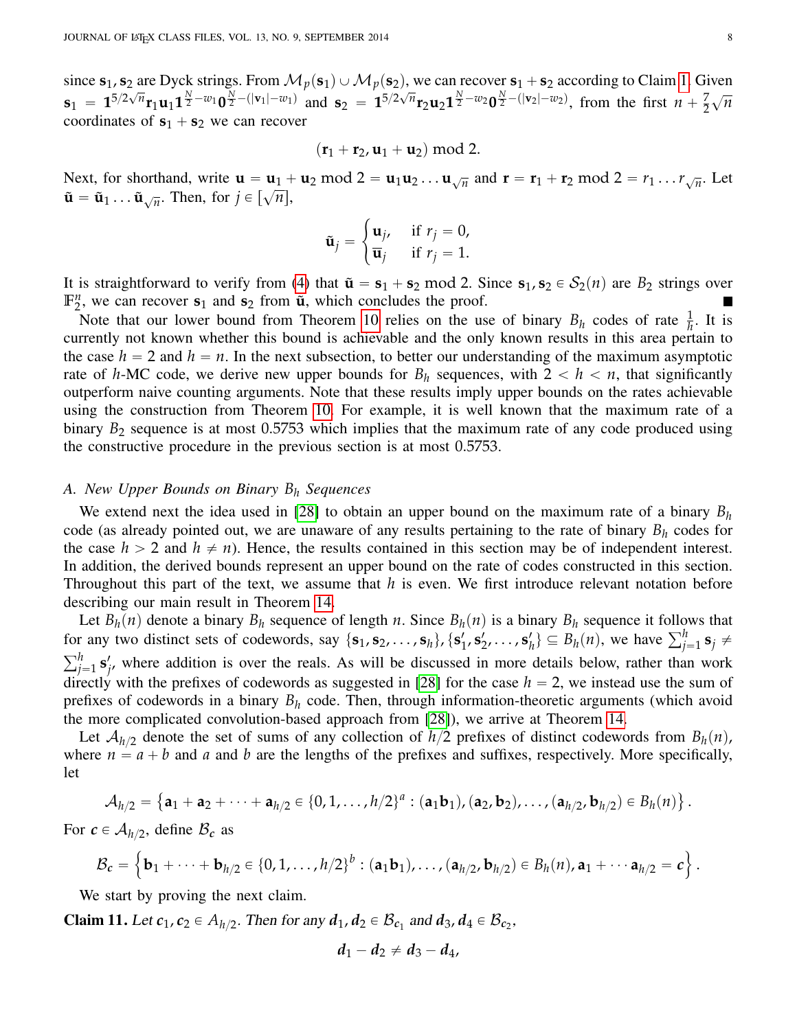since $\mathbf{s}_1, \mathbf{s}_2$ are Dyck strings. From $\mathcal{M}_p(\mathbf{s}_1) \cup \mathcal{M}_p(\mathbf{s}_2)$, we can recover $\mathbf{s}_1 + \mathbf{s}_2$ according to Claim 1. Given $\mathbf{s}_1 = \mathbf{1}^{5/2\sqrt{n}}\mathbf{r}_1\mathbf{u}_1\mathbf{1}^{\frac{N}{2}-w_1}\mathbf{0}^{\frac{N}{2}-(|\mathbf{v}_1|-w_1)}$ and $\mathbf{s}_2 = \mathbf{1}^{5/2\sqrt{n}}\mathbf{r}_2\mathbf{u}_2\mathbf{1}^{\frac{N}{2}-w_2}\mathbf{0}^{\frac{N}{2}-(|\mathbf{v}_2|-w_2)}$, from the first $n + \frac{7}{2}\sqrt{n}$ coordinates of $\mathbf{s}_1 + \mathbf{s}_2$ we can recover

$$(\mathbf{r}_1 + \mathbf{r}_2, \mathbf{u}_1 + \mathbf{u}_2) \bmod 2.$$

Next, for shorthand, write $\mathbf{u} = \mathbf{u}_1 + \mathbf{u}_2 \bmod 2 = \mathbf{u}_1\mathbf{u}_2 \ldots \mathbf{u}_{\sqrt{n}}$ and $\mathbf{r} = \mathbf{r}_1 + \mathbf{r}_2 \bmod 2 = r_1 \ldots r_{\sqrt{n}}$. Let $\tilde{\mathbf{u}} = \tilde{\mathbf{u}}_1 \ldots \tilde{\mathbf{u}}_{\sqrt{n}}$. Then, for $j \in [\sqrt{n}]$,

$$\tilde{\mathbf{u}}_j = \begin{cases} \mathbf{u}_j, & \text{if } r_j = 0, \\ \overline{\mathbf{u}}_j & \text{if } r_j = 1. \end{cases}$$

It is straightforward to verify from (4) that $\tilde{\mathbf{u}} = \mathbf{s}_1 + \mathbf{s}_2 \bmod 2$. Since $\mathbf{s}_1, \mathbf{s}_2 \in \mathcal{S}_2(n)$ are $B_2$ strings over $\mathbb{F}_2^n$, we can recover $\mathbf{s}_1$ and $\mathbf{s}_2$ from $\tilde{\mathbf{u}}$, which concludes the proof. ∎

Note that our lower bound from Theorem 10 relies on the use of binary $B_h$ codes of rate $\frac{1}{h}$. It is currently not known whether this bound is achievable and the only known results in this area pertain to the case $h = 2$ and $h = n$. In the next subsection, to better our understanding of the maximum asymptotic rate of $h$-MC code, we derive new upper bounds for $B_h$ sequences, with $2 < h < n$, that significantly outperform naive counting arguments. Note that these results imply upper bounds on the rates achievable using the construction from Theorem 10. For example, it is well known that the maximum rate of a binary $B_2$ sequence is at most 0.5753 which implies that the maximum rate of any code produced using the constructive procedure in the previous section is at most 0.5753.

### A. New Upper Bounds on Binary $B_h$ Sequences

We extend next the idea used in [28] to obtain an upper bound on the maximum rate of a binary $B_h$ code (as already pointed out, we are unaware of any results pertaining to the rate of binary $B_h$ codes for the case $h > 2$ and $h \neq n$). Hence, the results contained in this section may be of independent interest. In addition, the derived bounds represent an upper bound on the rate of codes constructed in this section. Throughout this part of the text, we assume that $h$ is even. We first introduce relevant notation before describing our main result in Theorem 14.

Let $B_h(n)$ denote a binary $B_h$ sequence of length $n$. Since $B_h(n)$ is a binary $B_h$ sequence it follows that for any two distinct sets of codewords, say $\{\mathbf{s}_1, \mathbf{s}_2, \ldots, \mathbf{s}_h\}, \{\mathbf{s}'_1, \mathbf{s}'_2, \ldots, \mathbf{s}'_h\} \subseteq B_h(n)$, we have $\sum_{j=1}^h \mathbf{s}_j \neq \sum_{j=1}^h \mathbf{s}'_j$, where addition is over the reals. As will be discussed in more details below, rather than work directly with the prefixes of codewords as suggested in [28] for the case $h = 2$, we instead use the sum of prefixes of codewords in a binary $B_h$ code. Then, through information-theoretic arguments (which avoid the more complicated convolution-based approach from [28]), we arrive at Theorem 14.

Let $\mathcal{A}_{h/2}$ denote the set of sums of any collection of $h/2$ prefixes of distinct codewords from $B_h(n)$, where $n = a + b$ and $a$ and $b$ are the lengths of the prefixes and suffixes, respectively. More specifically, let

$$\mathcal{A}_{h/2} = \left\{\mathbf{a}_1 + \mathbf{a}_2 + \cdots + \mathbf{a}_{h/2} \in \{0, 1, \ldots, h/2\}^a : (\mathbf{a}_1\mathbf{b}_1), (\mathbf{a}_2, \mathbf{b}_2), \ldots, (\mathbf{a}_{h/2}, \mathbf{b}_{h/2}) \in B_h(n)\right\}.$$

For $\boldsymbol{c} \in \mathcal{A}_{h/2}$, define $\mathcal{B}_{\boldsymbol{c}}$ as

$$\mathcal{B}_{\boldsymbol{c}} = \left\{\mathbf{b}_1 + \cdots + \mathbf{b}_{h/2} \in \{0, 1, \ldots, h/2\}^b : (\mathbf{a}_1\mathbf{b}_1), \ldots, (\mathbf{a}_{h/2}, \mathbf{b}_{h/2}) \in B_h(n), \mathbf{a}_1 + \cdots \mathbf{a}_{h/2} = \boldsymbol{c}\right\}.$$

We start by proving the next claim.

**Claim 11.** *Let $\boldsymbol{c}_1, \boldsymbol{c}_2 \in A_{h/2}$. Then for any $\boldsymbol{d}_1, \boldsymbol{d}_2 \in \mathcal{B}_{\boldsymbol{c}_1}$ and $\boldsymbol{d}_3, \boldsymbol{d}_4 \in \mathcal{B}_{\boldsymbol{c}_2}$,*

$$\boldsymbol{d}_1 - \boldsymbol{d}_2 \neq \boldsymbol{d}_3 - \boldsymbol{d}_4,$$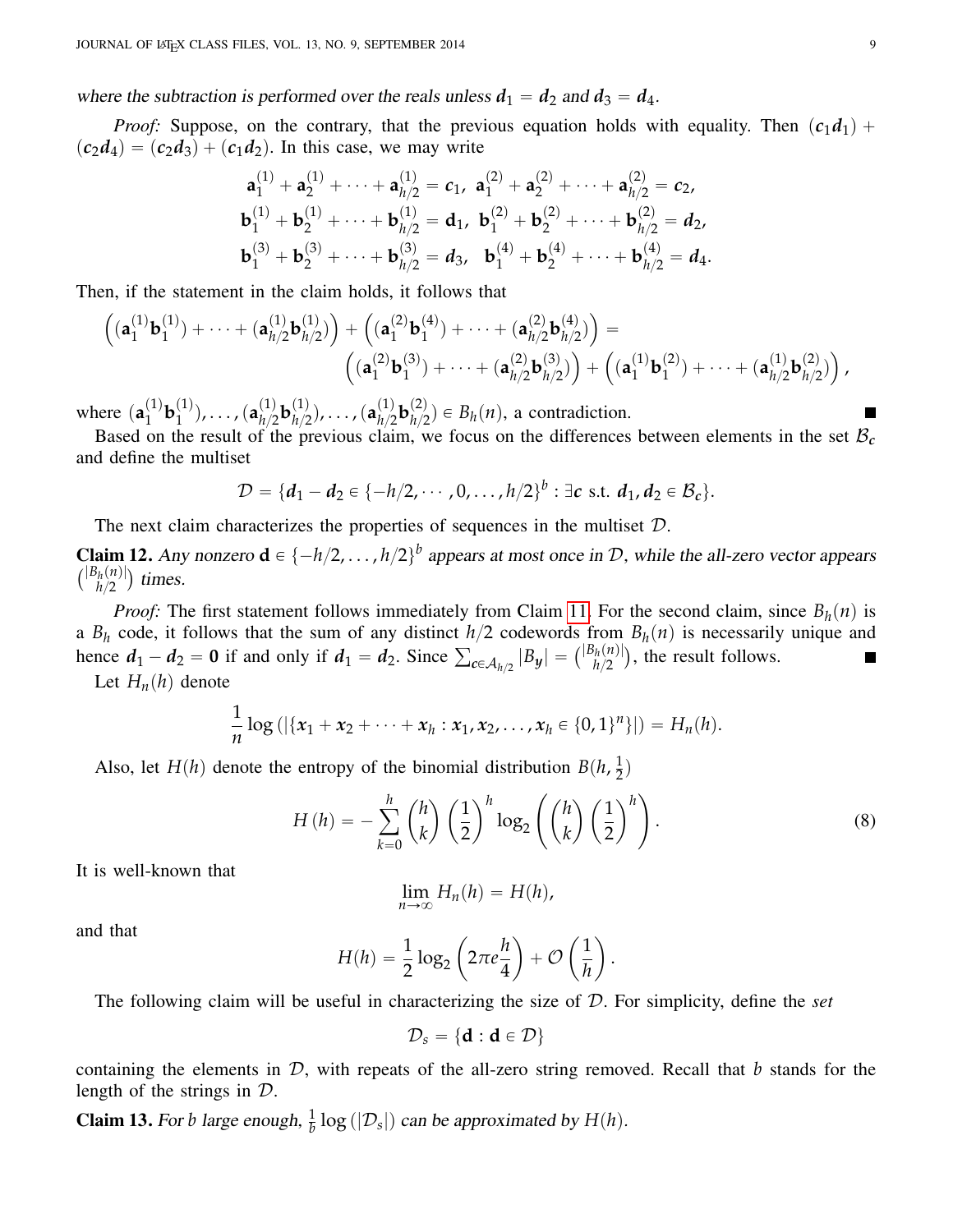*where the subtraction is performed over the reals unless $\boldsymbol{d}_1 = \boldsymbol{d}_2$ and $\boldsymbol{d}_3 = \boldsymbol{d}_4$.*

*Proof:* Suppose, on the contrary, that the previous equation holds with equality. Then $(\boldsymbol{c}_1\boldsymbol{d}_1) + (\boldsymbol{c}_2\boldsymbol{d}_4) = (\boldsymbol{c}_2\boldsymbol{d}_3) + (\boldsymbol{c}_1\boldsymbol{d}_2)$. In this case, we may write

$$\mathbf{a}_1^{(1)} + \mathbf{a}_2^{(1)} + \cdots + \mathbf{a}_{h/2}^{(1)} = \boldsymbol{c}_1,\ \mathbf{a}_1^{(2)} + \mathbf{a}_2^{(2)} + \cdots + \mathbf{a}_{h/2}^{(2)} = \boldsymbol{c}_2,$$
$$\mathbf{b}_1^{(1)} + \mathbf{b}_2^{(1)} + \cdots + \mathbf{b}_{h/2}^{(1)} = \mathbf{d}_1,\ \mathbf{b}_1^{(2)} + \mathbf{b}_2^{(2)} + \cdots + \mathbf{b}_{h/2}^{(2)} = \boldsymbol{d}_2,$$
$$\mathbf{b}_1^{(3)} + \mathbf{b}_2^{(3)} + \cdots + \mathbf{b}_{h/2}^{(3)} = \boldsymbol{d}_3,\ \ \mathbf{b}_1^{(4)} + \mathbf{b}_2^{(4)} + \cdots + \mathbf{b}_{h/2}^{(4)} = \boldsymbol{d}_4.$$

Then, if the statement in the claim holds, it follows that

$$\left((\mathbf{a}_1^{(1)}\mathbf{b}_1^{(1)}) + \cdots + (\mathbf{a}_{h/2}^{(1)}\mathbf{b}_{h/2}^{(1)})\right) + \left((\mathbf{a}_1^{(2)}\mathbf{b}_1^{(4)}) + \cdots + (\mathbf{a}_{h/2}^{(2)}\mathbf{b}_{h/2}^{(4)})\right) =$$
$$\left((\mathbf{a}_1^{(2)}\mathbf{b}_1^{(3)}) + \cdots + (\mathbf{a}_{h/2}^{(2)}\mathbf{b}_{h/2}^{(3)})\right) + \left((\mathbf{a}_1^{(1)}\mathbf{b}_1^{(2)}) + \cdots + (\mathbf{a}_{h/2}^{(1)}\mathbf{b}_{h/2}^{(2)})\right),$$

where $(\mathbf{a}_1^{(1)}\mathbf{b}_1^{(1)}), \ldots, (\mathbf{a}_{h/2}^{(1)}\mathbf{b}_{h/2}^{(1)}), \ldots, (\mathbf{a}_{h/2}^{(1)}\mathbf{b}_{h/2}^{(2)}) \in B_h(n)$, a contradiction. ∎

Based on the result of the previous claim, we focus on the differences between elements in the set $\mathcal{B}_{\boldsymbol{c}}$ and define the multiset

$$\mathcal{D} = \{\boldsymbol{d}_1 - \boldsymbol{d}_2 \in \{-h/2, \cdots, 0, \ldots, h/2\}^b : \exists \boldsymbol{c} \text{ s.t. } \boldsymbol{d}_1, \boldsymbol{d}_2 \in \mathcal{B}_{\boldsymbol{c}}\}.$$

The next claim characterizes the properties of sequences in the multiset $\mathcal{D}$.

**Claim 12.** *Any nonzero $\mathbf{d} \in \{-h/2, \ldots, h/2\}^b$ appears at most once in $\mathcal{D}$, while the all-zero vector appears $\binom{|B_h(n)|}{h/2}$ times.*

*Proof:* The first statement follows immediately from Claim 11. For the second claim, since $B_h(n)$ is a $B_h$ code, it follows that the sum of any distinct $h/2$ codewords from $B_h(n)$ is necessarily unique and hence $\boldsymbol{d}_1 - \boldsymbol{d}_2 = \mathbf{0}$ if and only if $\boldsymbol{d}_1 = \boldsymbol{d}_2$. Since $\sum_{\boldsymbol{c} \in \mathcal{A}_{h/2}} |B_{\boldsymbol{y}}| = \binom{|B_h(n)|}{h/2}$, the result follows. ∎

Let $H_n(h)$ denote

$$\frac{1}{n}\log\left(|\{\boldsymbol{x}_1 + \boldsymbol{x}_2 + \cdots + \boldsymbol{x}_h : \boldsymbol{x}_1, \boldsymbol{x}_2, \ldots, \boldsymbol{x}_h \in \{0,1\}^n\}|\right) = H_n(h).$$

Also, let $H(h)$ denote the entropy of the binomial distribution $B(h, \frac{1}{2})$

$$H(h) = -\sum_{k=0}^{h} \binom{h}{k}\left(\frac{1}{2}\right)^h \log_2\left(\binom{h}{k}\left(\frac{1}{2}\right)^h\right). \tag{8}$$

It is well-known that

$$\lim_{n\to\infty} H_n(h) = H(h),$$

and that

$$H(h) = \frac{1}{2}\log_2\left(2\pi e \frac{h}{4}\right) + \mathcal{O}\left(\frac{1}{h}\right).$$

The following claim will be useful in characterizing the size of $\mathcal{D}$. For simplicity, define the *set*

$$\mathcal{D}_s = \{\mathbf{d} : \mathbf{d} \in \mathcal{D}\}$$

containing the elements in $\mathcal{D}$, with repeats of the all-zero string removed. Recall that $b$ stands for the length of the strings in $\mathcal{D}$.

**Claim 13.** *For $b$ large enough, $\frac{1}{b}\log(|\mathcal{D}_s|)$ can be approximated by $H(h)$.*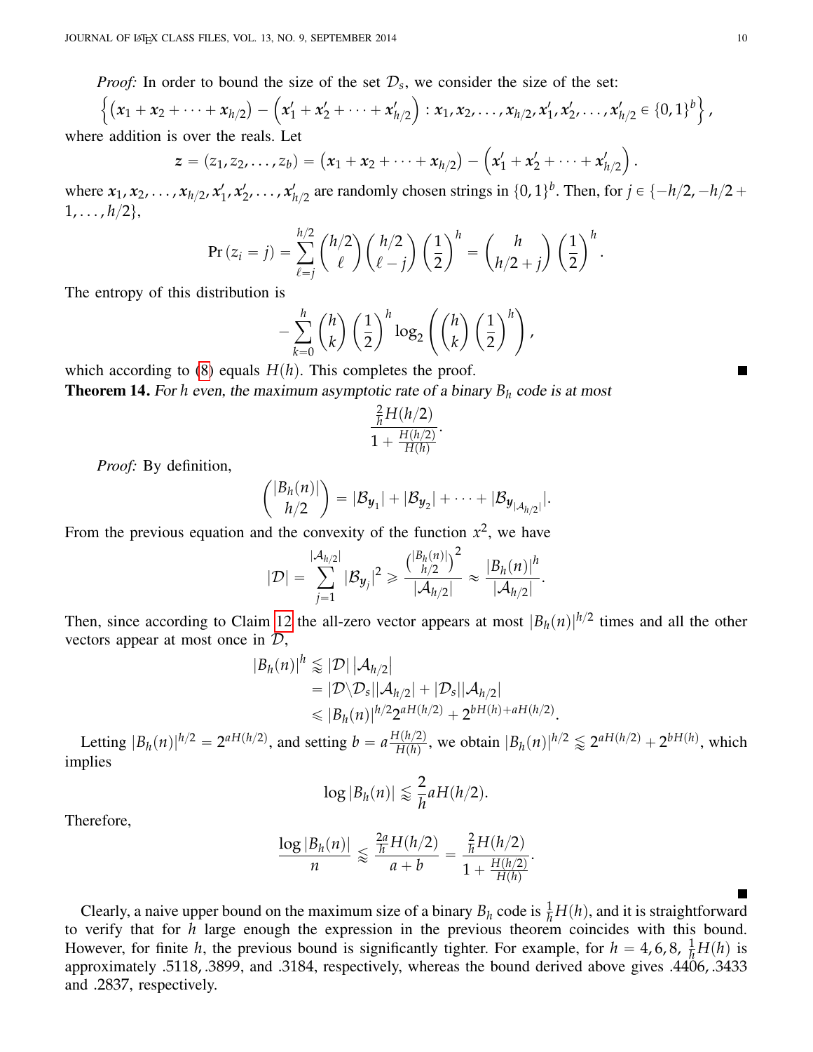*Proof:* In order to bound the size of the set $\mathcal{D}_s$, we consider the size of the set:

$$\left\{ \left(\boldsymbol{x}_1 + \boldsymbol{x}_2 + \cdots + \boldsymbol{x}_{h/2}\right) - \left(\boldsymbol{x}'_1 + \boldsymbol{x}'_2 + \cdots + \boldsymbol{x}'_{h/2}\right) : \boldsymbol{x}_1, \boldsymbol{x}_2, \ldots, \boldsymbol{x}_{h/2}, \boldsymbol{x}'_1, \boldsymbol{x}'_2, \ldots, \boldsymbol{x}'_{h/2} \in \{0,1\}^b \right\},$$

where addition is over the reals. Let

$$\boldsymbol{z} = (z_1, z_2, \ldots, z_b) = \left(\boldsymbol{x}_1 + \boldsymbol{x}_2 + \cdots + \boldsymbol{x}_{h/2}\right) - \left(\boldsymbol{x}'_1 + \boldsymbol{x}'_2 + \cdots + \boldsymbol{x}'_{h/2}\right).$$

where $\boldsymbol{x}_1, \boldsymbol{x}_2, \ldots, \boldsymbol{x}_{h/2}, \boldsymbol{x}'_1, \boldsymbol{x}'_2, \ldots, \boldsymbol{x}'_{h/2}$ are randomly chosen strings in $\{0,1\}^b$. Then, for $j \in \{-h/2, -h/2+1, \ldots, h/2\}$,

$$\Pr(z_i = j) = \sum_{\ell=j}^{h/2} \binom{h/2}{\ell}\binom{h/2}{\ell - j}\left(\frac{1}{2}\right)^h = \binom{h}{h/2+j}\left(\frac{1}{2}\right)^h.$$

The entropy of this distribution is

$$-\sum_{k=0}^{h} \binom{h}{k}\left(\frac{1}{2}\right)^h \log_2\left(\binom{h}{k}\left(\frac{1}{2}\right)^h\right),$$

which according to (8) equals $H(h)$. This completes the proof. ∎

**Theorem 14.** *For $h$ even, the maximum asymptotic rate of a binary $B_h$ code is at most*

$$\frac{\frac{2}{h}H(h/2)}{1+\frac{H(h/2)}{H(h)}}.$$

*Proof:* By definition,

$$\binom{|B_h(n)|}{h/2} = |\mathcal{B}_{\boldsymbol{y}_1}| + |\mathcal{B}_{\boldsymbol{y}_2}| + \cdots + |\mathcal{B}_{\boldsymbol{y}_{|\mathcal{A}_{h/2}|}}|.$$

From the previous equation and the convexity of the function $x^2$, we have

$$|\mathcal{D}| = \sum_{j=1}^{|\mathcal{A}_{h/2}|} |\mathcal{B}_{\boldsymbol{y}_j}|^2 \geqslant \frac{\binom{|B_h(n)|}{h/2}^2}{|\mathcal{A}_{h/2}|} \approx \frac{|B_h(n)|^h}{|\mathcal{A}_{h/2}|}.$$

Then, since according to Claim 12 the all-zero vector appears at most $|B_h(n)|^{h/2}$ times and all the other vectors appear at most once in $\mathcal{D}$,

$$\begin{aligned}
|B_h(n)|^h &\lessapprox |\mathcal{D}|\,|\mathcal{A}_{h/2}| \\
&= |\mathcal{D} \backslash \mathcal{D}_s||\mathcal{A}_{h/2}| + |\mathcal{D}_s||\mathcal{A}_{h/2}| \\
&\leqslant |B_h(n)|^{h/2} 2^{aH(h/2)} + 2^{bH(h)+aH(h/2)}.
\end{aligned}$$

Letting $|B_h(n)|^{h/2} = 2^{aH(h/2)}$, and setting $b = a\frac{H(h/2)}{H(h)}$, we obtain $|B_h(n)|^{h/2} \lessapprox 2^{aH(h/2)} + 2^{bH(h)}$, which implies

$$\log|B_h(n)| \lessapprox \frac{2}{h}aH(h/2).$$

Therefore,

$$\frac{\log|B_h(n)|}{n} \lessapprox \frac{\frac{2a}{h}H(h/2)}{a+b} = \frac{\frac{2}{h}H(h/2)}{1+\frac{H(h/2)}{H(h)}}.$$

∎

Clearly, a naive upper bound on the maximum size of a binary $B_h$ code is $\frac{1}{h}H(h)$, and it is straightforward to verify that for $h$ large enough the expression in the previous theorem coincides with this bound. However, for finite $h$, the previous bound is significantly tighter. For example, for $h = 4, 6, 8$, $\frac{1}{h}H(h)$ is approximately .5118, .3899, and .3184, respectively, whereas the bound derived above gives .4406, .3433 and .2837, respectively.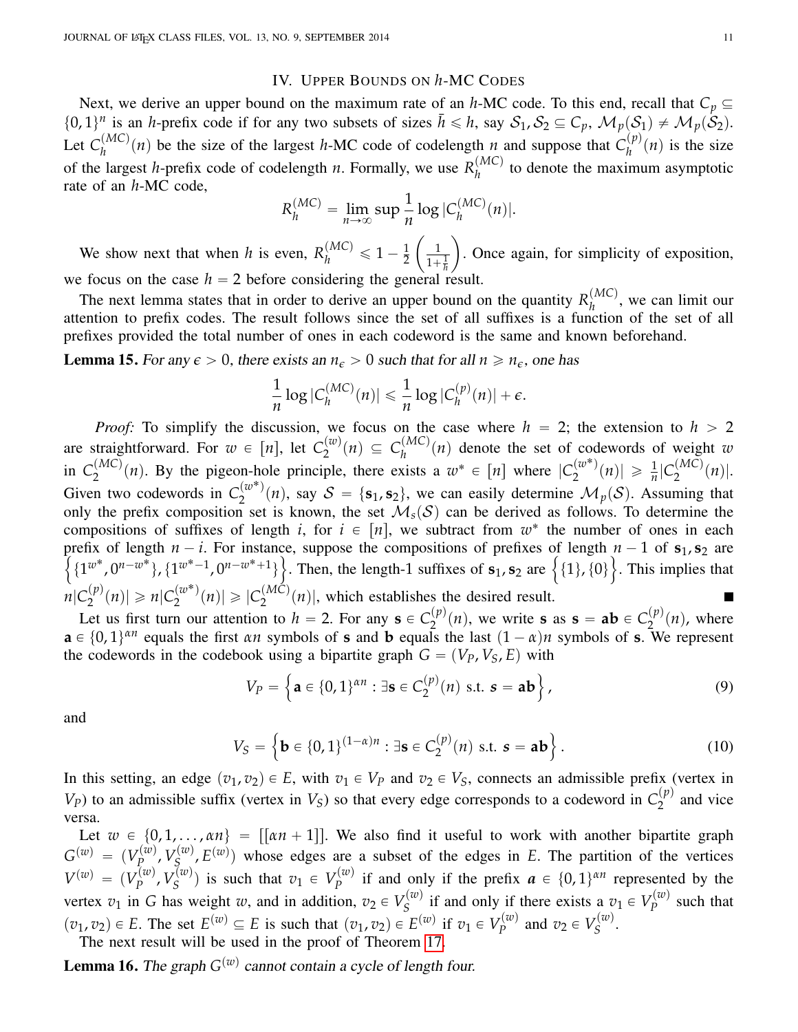## IV. Upper Bounds on $h$-MC Codes

Next, we derive an upper bound on the maximum rate of an $h$-MC code. To this end, recall that $C_p \subseteq \{0,1\}^n$ is an $h$-prefix code if for any two subsets of sizes $\bar{h} \leqslant h$, say $\mathcal{S}_1, \mathcal{S}_2 \subseteq C_p$, $\mathcal{M}_p(\mathcal{S}_1) \neq \mathcal{M}_p(\mathcal{S}_2)$. Let $C_h^{(MC)}(n)$ be the size of the largest $h$-MC code of codelength $n$ and suppose that $C_h^{(p)}(n)$ is the size of the largest $h$-prefix code of codelength $n$. Formally, we use $R_h^{(MC)}$ to denote the maximum asymptotic rate of an $h$-MC code,

$$R_h^{(MC)} = \lim_{n\to\infty} \sup \frac{1}{n} \log |C_h^{(MC)}(n)|.$$

We show next that when $h$ is even, $R_h^{(MC)} \leqslant 1 - \frac{1}{2}\left(\frac{1}{1+\frac{1}{h}}\right)$. Once again, for simplicity of exposition, we focus on the case $h = 2$ before considering the general result.

The next lemma states that in order to derive an upper bound on the quantity $R_h^{(MC)}$, we can limit our attention to prefix codes. The result follows since the set of all suffixes is a function of the set of all prefixes provided the total number of ones in each codeword is the same and known beforehand.

**Lemma 15.** *For any $\epsilon > 0$, there exists an $n_\epsilon > 0$ such that for all $n \geqslant n_\epsilon$, one has*

$$\frac{1}{n} \log |C_h^{(MC)}(n)| \leqslant \frac{1}{n} \log |C_h^{(p)}(n)| + \epsilon.$$

*Proof:* To simplify the discussion, we focus on the case where $h = 2$; the extension to $h > 2$ are straightforward. For $w \in [n]$, let $C_2^{(w)}(n) \subseteq C_h^{(MC)}(n)$ denote the set of codewords of weight $w$ in $C_2^{(MC)}(n)$. By the pigeon-hole principle, there exists a $w^* \in [n]$ where $|C_2^{(w^*)}(n)| \geqslant \frac{1}{n}|C_2^{(MC)}(n)|$. Given two codewords in $C_2^{(w^*)}(n)$, say $\mathcal{S} = \{\mathbf{s}_1, \mathbf{s}_2\}$, we can easily determine $\mathcal{M}_p(\mathcal{S})$. Assuming that only the prefix composition set is known, the set $\mathcal{M}_s(\mathcal{S})$ can be derived as follows. To determine the compositions of suffixes of length $i$, for $i \in [n]$, we subtract from $w^*$ the number of ones in each prefix of length $n - i$. For instance, suppose the compositions of prefixes of length $n-1$ of $\mathbf{s}_1, \mathbf{s}_2$ are $\left\{\{1^{w^*}, 0^{n-w^*}\}, \{1^{w^*-1}, 0^{n-w^*+1}\}\right\}$. Then, the length-1 suffixes of $\mathbf{s}_1, \mathbf{s}_2$ are $\left\{\{1\}, \{0\}\right\}$. This implies that $n|C_2^{(p)}(n)| \geqslant n|C_2^{(w^*)}(n)| \geqslant |C_2^{(MC)}(n)|$, which establishes the desired result. ∎

Let us first turn our attention to $h = 2$. For any $\mathbf{s} \in C_2^{(p)}(n)$, we write $\mathbf{s}$ as $\mathbf{s} = \mathbf{ab} \in C_2^{(p)}(n)$, where $\mathbf{a} \in \{0,1\}^{\alpha n}$ equals the first $\alpha n$ symbols of $\mathbf{s}$ and $\mathbf{b}$ equals the last $(1-\alpha)n$ symbols of $\mathbf{s}$. We represent the codewords in the codebook using a bipartite graph $G = (V_P, V_S, E)$ with

$$V_P = \left\{\mathbf{a} \in \{0,1\}^{\alpha n} : \exists \mathbf{s} \in C_2^{(p)}(n) \text{ s.t. } \boldsymbol{s} = \mathbf{ab}\right\}, \tag{9}$$

and

$$V_S = \left\{\mathbf{b} \in \{0,1\}^{(1-\alpha)n} : \exists \mathbf{s} \in C_2^{(p)}(n) \text{ s.t. } \boldsymbol{s} = \mathbf{ab}\right\}. \tag{10}$$

In this setting, an edge $(v_1, v_2) \in E$, with $v_1 \in V_P$ and $v_2 \in V_S$, connects an admissible prefix (vertex in $V_P$) to an admissible suffix (vertex in $V_S$) so that every edge corresponds to a codeword in $C_2^{(p)}$ and vice versa.

Let $w \in \{0, 1, \ldots, \alpha n\} = [[\alpha n + 1]]$. We also find it useful to work with another bipartite graph $G^{(w)} = (V_P^{(w)}, V_S^{(w)}, E^{(w)})$ whose edges are a subset of the edges in $E$. The partition of the vertices $V^{(w)} = (V_P^{(w)}, V_S^{(w)})$ is such that $v_1 \in V_P^{(w)}$ if and only if the prefix $\boldsymbol{a} \in \{0,1\}^{\alpha n}$ represented by the vertex $v_1$ in $G$ has weight $w$, and in addition, $v_2 \in V_S^{(w)}$ if and only if there exists a $v_1 \in V_P^{(w)}$ such that $(v_1, v_2) \in E$. The set $E^{(w)} \subseteq E$ is such that $(v_1, v_2) \in E^{(w)}$ if $v_1 \in V_P^{(w)}$ and $v_2 \in V_S^{(w)}$.

The next result will be used in the proof of Theorem 17.

**Lemma 16.** *The graph $G^{(w)}$ cannot contain a cycle of length four.*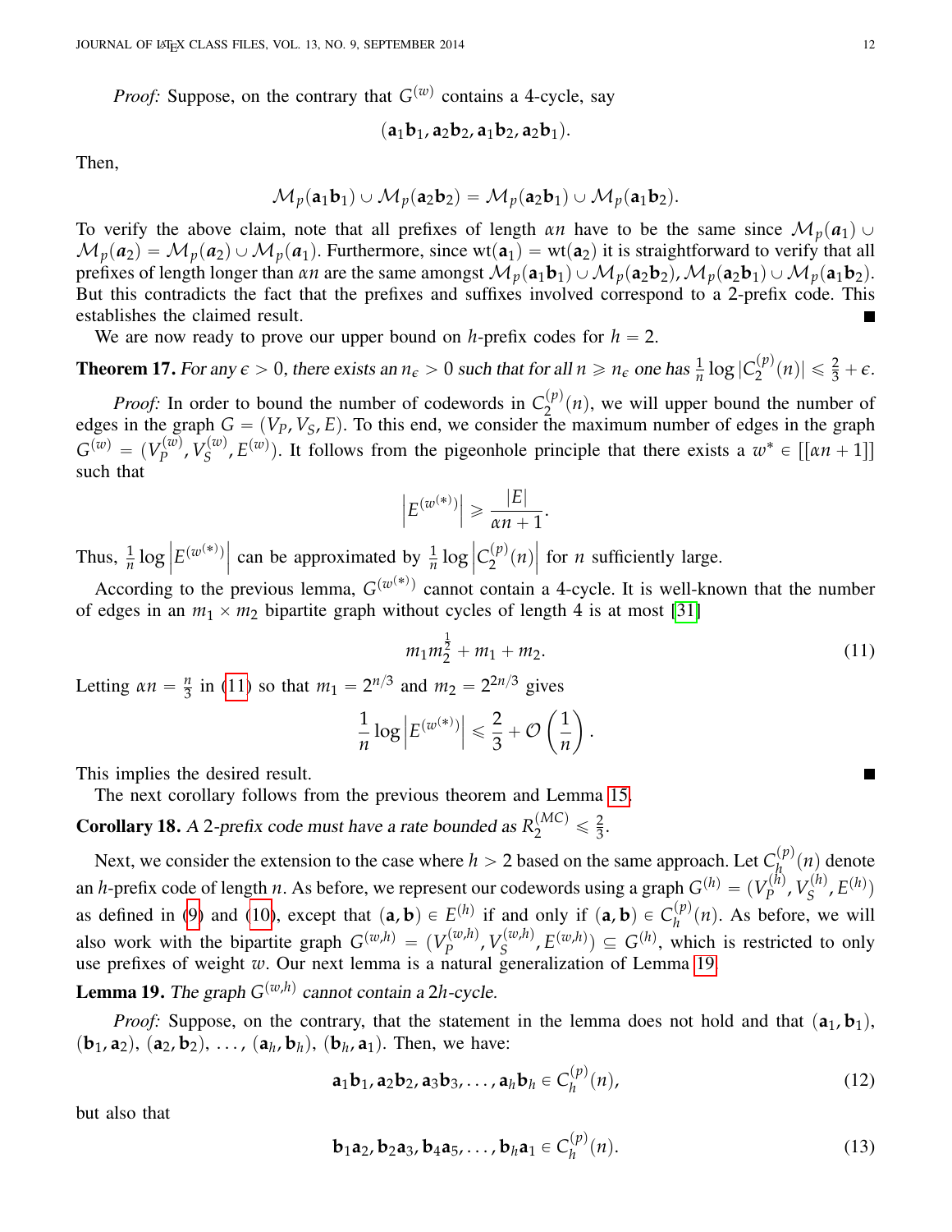*Proof:* Suppose, on the contrary that $G^{(w)}$ contains a 4-cycle, say

$$(\mathbf{a}_1\mathbf{b}_1, \mathbf{a}_2\mathbf{b}_2, \mathbf{a}_1\mathbf{b}_2, \mathbf{a}_2\mathbf{b}_1).$$

Then,

$$\mathcal{M}_p(\mathbf{a}_1\mathbf{b}_1) \cup \mathcal{M}_p(\mathbf{a}_2\mathbf{b}_2) = \mathcal{M}_p(\mathbf{a}_2\mathbf{b}_1) \cup \mathcal{M}_p(\mathbf{a}_1\mathbf{b}_2).$$

To verify the above claim, note that all prefixes of length $\alpha n$ have to be the same since $\mathcal{M}_p(\boldsymbol{a}_1) \cup \mathcal{M}_p(\boldsymbol{a}_2) = \mathcal{M}_p(\boldsymbol{a}_2) \cup \mathcal{M}_p(\boldsymbol{a}_1)$. Furthermore, since $\text{wt}(\mathbf{a}_1) = \text{wt}(\mathbf{a}_2)$ it is straightforward to verify that all prefixes of length longer than $\alpha n$ are the same amongst $\mathcal{M}_p(\mathbf{a}_1\mathbf{b}_1) \cup \mathcal{M}_p(\mathbf{a}_2\mathbf{b}_2), \mathcal{M}_p(\mathbf{a}_2\mathbf{b}_1) \cup \mathcal{M}_p(\mathbf{a}_1\mathbf{b}_2)$. But this contradicts the fact that the prefixes and suffixes involved correspond to a 2-prefix code. This establishes the claimed result. ■

We are now ready to prove our upper bound on $h$-prefix codes for $h = 2$.

**Theorem 17.** *For any $\epsilon > 0$, there exists an $n_\epsilon > 0$ such that for all $n \geqslant n_\epsilon$ one has $\frac{1}{n}\log|C_2^{(p)}(n)| \leqslant \frac{2}{3} + \epsilon$.*

*Proof:* In order to bound the number of codewords in $C_2^{(p)}(n)$, we will upper bound the number of edges in the graph $G = (V_P, V_S, E)$. To this end, we consider the maximum number of edges in the graph $G^{(w)} = (V_P^{(w)}, V_S^{(w)}, E^{(w)})$. It follows from the pigeonhole principle that there exists a $w^* \in [[\alpha n + 1]]$ such that

$$\left|E^{(w^{(*)})}\right| \geqslant \frac{|E|}{\alpha n + 1}.$$

Thus, $\frac{1}{n}\log\left|E^{(w^{(*)})}\right|$ can be approximated by $\frac{1}{n}\log\left|C_2^{(p)}(n)\right|$ for $n$ sufficiently large.

According to the previous lemma, $G^{(w^{(*)})}$ cannot contain a 4-cycle. It is well-known that the number of edges in an $m_1 \times m_2$ bipartite graph without cycles of length 4 is at most [31]

$$m_1 m_2^{\frac{1}{2}} + m_1 + m_2. \tag{11}$$

Letting $\alpha n = \frac{n}{3}$ in (11) so that $m_1 = 2^{n/3}$ and $m_2 = 2^{2n/3}$ gives

$$\frac{1}{n}\log\left|E^{(w^{(*)})}\right| \leqslant \frac{2}{3} + \mathcal{O}\left(\frac{1}{n}\right).$$

This implies the desired result. ■

The next corollary follows from the previous theorem and Lemma 15.

**Corollary 18.** *A 2-prefix code must have a rate bounded as $R_2^{(MC)} \leqslant \frac{2}{3}$.*

Next, we consider the extension to the case where $h > 2$ based on the same approach. Let $C_h^{(p)}(n)$ denote an $h$-prefix code of length $n$. As before, we represent our codewords using a graph $G^{(h)} = (V_P^{(h)}, V_S^{(h)}, E^{(h)})$ as defined in (9) and (10), except that $(\mathbf{a}, \mathbf{b}) \in E^{(h)}$ if and only if $(\mathbf{a}, \mathbf{b}) \in C_h^{(p)}(n)$. As before, we will also work with the bipartite graph $G^{(w,h)} = (V_P^{(w,h)}, V_S^{(w,h)}, E^{(w,h)}) \subseteq G^{(h)}$, which is restricted to only use prefixes of weight $w$. Our next lemma is a natural generalization of Lemma 19.

**Lemma 19.** *The graph $G^{(w,h)}$ cannot contain a $2h$-cycle.*

*Proof:* Suppose, on the contrary, that the statement in the lemma does not hold and that $(\mathbf{a}_1, \mathbf{b}_1)$, $(\mathbf{b}_1, \mathbf{a}_2)$, $(\mathbf{a}_2, \mathbf{b}_2)$, $\ldots$, $(\mathbf{a}_h, \mathbf{b}_h)$, $(\mathbf{b}_h, \mathbf{a}_1)$. Then, we have:

$$\mathbf{a}_1\mathbf{b}_1, \mathbf{a}_2\mathbf{b}_2, \mathbf{a}_3\mathbf{b}_3, \ldots, \mathbf{a}_h\mathbf{b}_h \in C_h^{(p)}(n), \tag{12}$$

but also that

$$\mathbf{b}_1\mathbf{a}_2, \mathbf{b}_2\mathbf{a}_3, \mathbf{b}_4\mathbf{a}_5, \ldots, \mathbf{b}_h\mathbf{a}_1 \in C_h^{(p)}(n). \tag{13}$$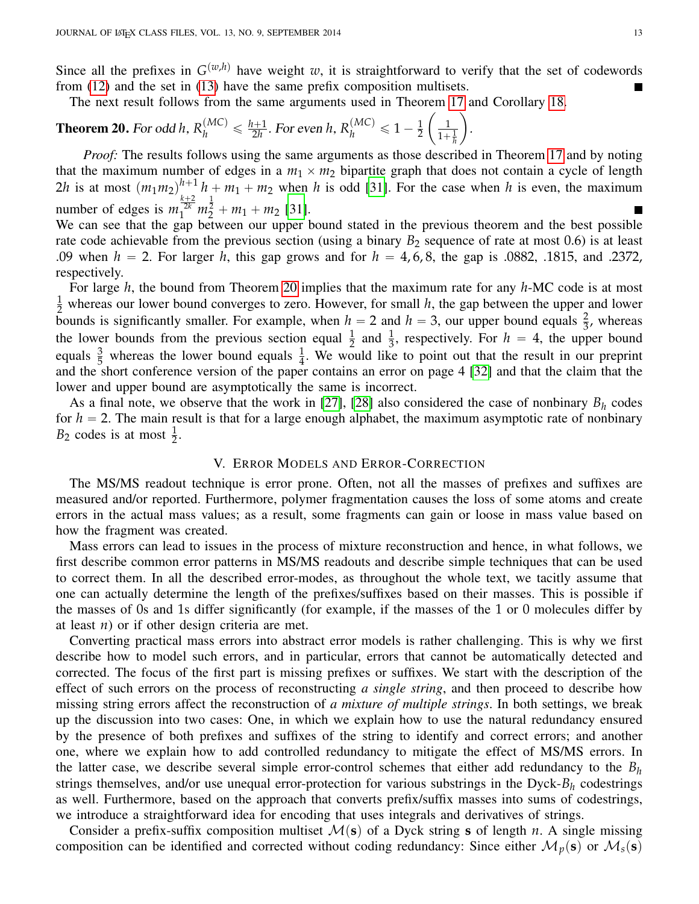Since all the prefixes in $G^{(w,h)}$ have weight $w$, it is straightforward to verify that the set of codewords from (12) and the set in (13) have the same prefix composition multisets. ∎

The next result follows from the same arguments used in Theorem 17 and Corollary 18.

**Theorem 20.** *For odd $h$, $R_h^{(MC)} \leqslant \frac{h+1}{2h}$. For even $h$, $R_h^{(MC)} \leqslant 1 - \frac{1}{2}\left(\frac{1}{1+\frac{1}{h}}\right)$.*

*Proof:* The results follows using the same arguments as those described in Theorem 17 and by noting that the maximum number of edges in a $m_1 \times m_2$ bipartite graph that does not contain a cycle of length $2h$ is at most $(m_1 m_2)^{h+1} h + m_1 + m_2$ when $h$ is odd [31]. For the case when $h$ is even, the maximum number of edges is $m_1^{\frac{k+2}{2k}} m_2^{\frac{1}{2}} + m_1 + m_2$ [31]. ∎

We can see that the gap between our upper bound stated in the previous theorem and the best possible rate code achievable from the previous section (using a binary $B_2$ sequence of rate at most 0.6) is at least .09 when $h = 2$. For larger $h$, this gap grows and for $h = 4, 6, 8$, the gap is .0882, .1815, and .2372, respectively.

For large $h$, the bound from Theorem 20 implies that the maximum rate for any $h$-MC code is at most $\frac{1}{2}$ whereas our lower bound converges to zero. However, for small $h$, the gap between the upper and lower bounds is significantly smaller. For example, when $h = 2$ and $h = 3$, our upper bound equals $\frac{2}{3}$, whereas the lower bounds from the previous section equal $\frac{1}{2}$ and $\frac{1}{3}$, respectively. For $h = 4$, the upper bound equals $\frac{3}{5}$ whereas the lower bound equals $\frac{1}{4}$. We would like to point out that the result in our preprint and the short conference version of the paper contains an error on page 4 [32] and that the claim that the lower and upper bound are asymptotically the same is incorrect.

As a final note, we observe that the work in [27], [28] also considered the case of nonbinary $B_h$ codes for $h = 2$. The main result is that for a large enough alphabet, the maximum asymptotic rate of nonbinary $B_2$ codes is at most $\frac{1}{2}$.

## V. Error Models and Error-Correction

The MS/MS readout technique is error prone. Often, not all the masses of prefixes and suffixes are measured and/or reported. Furthermore, polymer fragmentation causes the loss of some atoms and create errors in the actual mass values; as a result, some fragments can gain or loose in mass value based on how the fragment was created.

Mass errors can lead to issues in the process of mixture reconstruction and hence, in what follows, we first describe common error patterns in MS/MS readouts and describe simple techniques that can be used to correct them. In all the described error-modes, as throughout the whole text, we tacitly assume that one can actually determine the length of the prefixes/suffixes based on their masses. This is possible if the masses of 0s and 1s differ significantly (for example, if the masses of the 1 or 0 molecules differ by at least $n$) or if other design criteria are met.

Converting practical mass errors into abstract error models is rather challenging. This is why we first describe how to model such errors, and in particular, errors that cannot be automatically detected and corrected. The focus of the first part is missing prefixes or suffixes. We start with the description of the effect of such errors on the process of reconstructing *a single string*, and then proceed to describe how missing string errors affect the reconstruction of *a mixture of multiple strings*. In both settings, we break up the discussion into two cases: One, in which we explain how to use the natural redundancy ensured by the presence of both prefixes and suffixes of the string to identify and correct errors; and another one, where we explain how to add controlled redundancy to mitigate the effect of MS/MS errors. In the latter case, we describe several simple error-control schemes that either add redundancy to the $B_h$ strings themselves, and/or use unequal error-protection for various substrings in the Dyck-$B_h$ codestrings as well. Furthermore, based on the approach that converts prefix/suffix masses into sums of codestrings, we introduce a straightforward idea for encoding that uses integrals and derivatives of strings.

Consider a prefix-suffix composition multiset $\mathcal{M}(\mathbf{s})$ of a Dyck string $\mathbf{s}$ of length $n$. A single missing composition can be identified and corrected without coding redundancy: Since either $\mathcal{M}_p(\mathbf{s})$ or $\mathcal{M}_s(\mathbf{s})$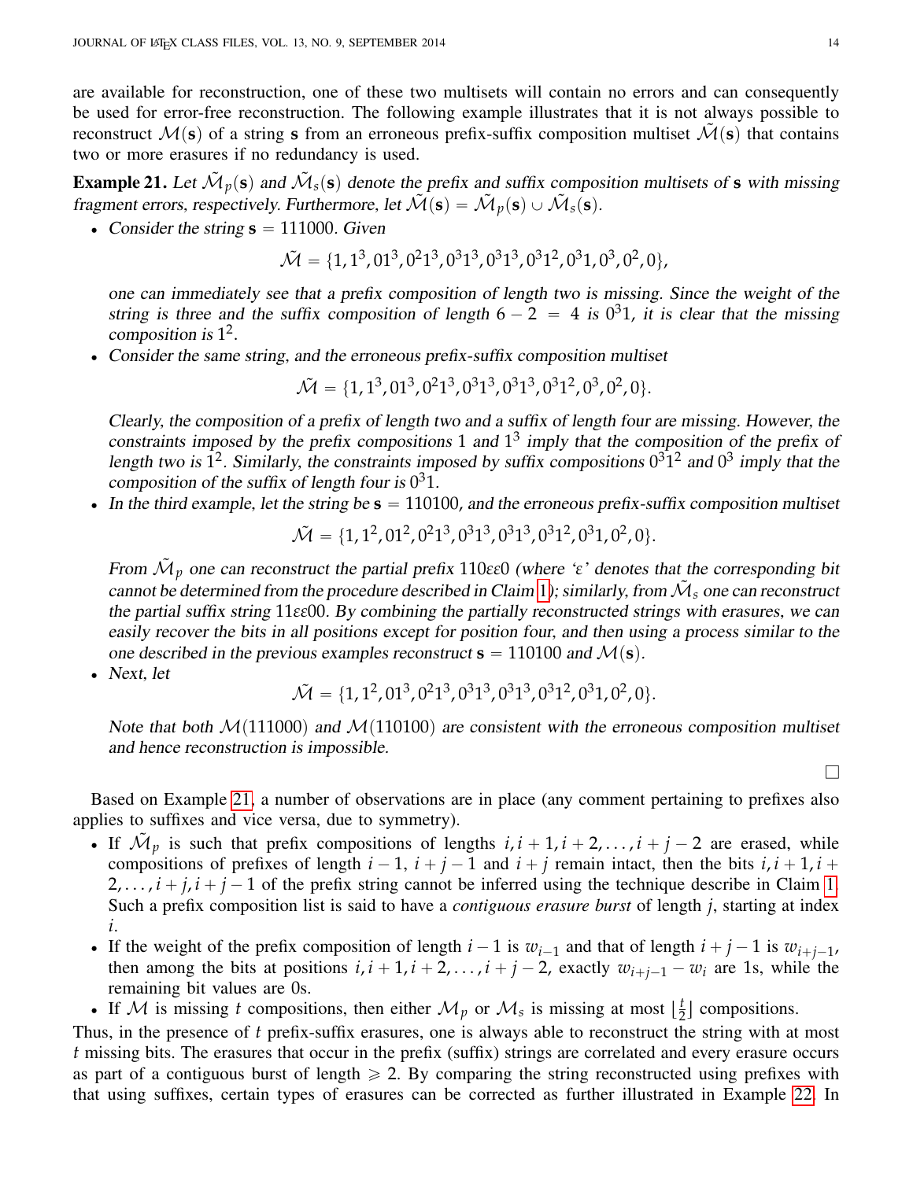are available for reconstruction, one of these two multisets will contain no errors and can consequently be used for error-free reconstruction. The following example illustrates that it is not always possible to reconstruct $\mathcal{M}(\mathbf{s})$ of a string $\mathbf{s}$ from an erroneous prefix-suffix composition multiset $\tilde{\mathcal{M}}(\mathbf{s})$ that contains two or more erasures if no redundancy is used.

**Example 21.** *Let $\tilde{\mathcal{M}}_p(\mathbf{s})$ and $\tilde{\mathcal{M}}_s(\mathbf{s})$ denote the prefix and suffix composition multisets of $\mathbf{s}$ with missing fragment errors, respectively. Furthermore, let $\tilde{\mathcal{M}}(\mathbf{s}) = \tilde{\mathcal{M}}_p(\mathbf{s}) \cup \tilde{\mathcal{M}}_s(\mathbf{s})$.*

- *Consider the string $\mathbf{s} = 111000$. Given*

$$\tilde{\mathcal{M}} = \{1, 1^3, 01^3, 0^21^3, 0^31^3, 0^31^3, 0^31^2, 0^31, 0^3, 0^2, 0\},$$

  *one can immediately see that a prefix composition of length two is missing. Since the weight of the string is three and the suffix composition of length $6-2 = 4$ is $0^31$, it is clear that the missing composition is $1^2$.*
- *Consider the same string, and the erroneous prefix-suffix composition multiset*

$$\tilde{\mathcal{M}} = \{1, 1^3, 01^3, 0^21^3, 0^31^3, 0^31^3, 0^31^2, 0^3, 0^2, 0\}.$$

  *Clearly, the composition of a prefix of length two and a suffix of length four are missing. However, the constraints imposed by the prefix compositions $1$ and $1^3$ imply that the composition of the prefix of length two is $1^2$. Similarly, the constraints imposed by suffix compositions $0^31^2$ and $0^3$ imply that the composition of the suffix of length four is $0^31$.*
- *In the third example, let the string be $\mathbf{s} = 110100$, and the erroneous prefix-suffix composition multiset*

$$\tilde{\mathcal{M}} = \{1, 1^2, 01^2, 0^21^3, 0^31^3, 0^31^3, 0^31^2, 0^31, 0^2, 0\}.$$

  *From $\tilde{\mathcal{M}}_p$ one can reconstruct the partial prefix $110\varepsilon\varepsilon0$ (where '$\varepsilon$' denotes that the corresponding bit cannot be determined from the procedure described in Claim 1); similarly, from $\tilde{\mathcal{M}}_s$ one can reconstruct the partial suffix string $11\varepsilon\varepsilon00$. By combining the partially reconstructed strings with erasures, we can easily recover the bits in all positions except for position four, and then using a process similar to the one described in the previous examples reconstruct $\mathbf{s} = 110100$ and $\mathcal{M}(\mathbf{s})$.*
- *Next, let*

$$\tilde{\mathcal{M}} = \{1, 1^2, 01^3, 0^21^3, 0^31^3, 0^31^3, 0^31^2, 0^31, 0^2, 0\}.$$

  *Note that both $\mathcal{M}(111000)$ and $\mathcal{M}(110100)$ are consistent with the erroneous composition multiset and hence reconstruction is impossible.*

□

Based on Example 21, a number of observations are in place (any comment pertaining to prefixes also applies to suffixes and vice versa, due to symmetry).

- If $\tilde{\mathcal{M}}_p$ is such that prefix compositions of lengths $i, i+1, i+2, \ldots, i+j-2$ are erased, while compositions of prefixes of length $i-1$, $i+j-1$ and $i+j$ remain intact, then the bits $i, i+1, i+2, \ldots, i+j, i+j-1$ of the prefix string cannot be inferred using the technique describe in Claim 1. Such a prefix composition list is said to have a *contiguous erasure burst* of length $j$, starting at index $i$.
- If the weight of the prefix composition of length $i-1$ is $w_{i-1}$ and that of length $i+j-1$ is $w_{i+j-1}$, then among the bits at positions $i, i+1, i+2, \ldots, i+j-2$, exactly $w_{i+j-1} - w_i$ are 1s, while the remaining bit values are 0s.
- If $\mathcal{M}$ is missing $t$ compositions, then either $\mathcal{M}_p$ or $\mathcal{M}_s$ is missing at most $\lfloor \frac{t}{2} \rfloor$ compositions.

Thus, in the presence of $t$ prefix-suffix erasures, one is always able to reconstruct the string with at most $t$ missing bits. The erasures that occur in the prefix (suffix) strings are correlated and every erasure occurs as part of a contiguous burst of length $\geqslant 2$. By comparing the string reconstructed using prefixes with that using suffixes, certain types of erasures can be corrected as further illustrated in Example 22. In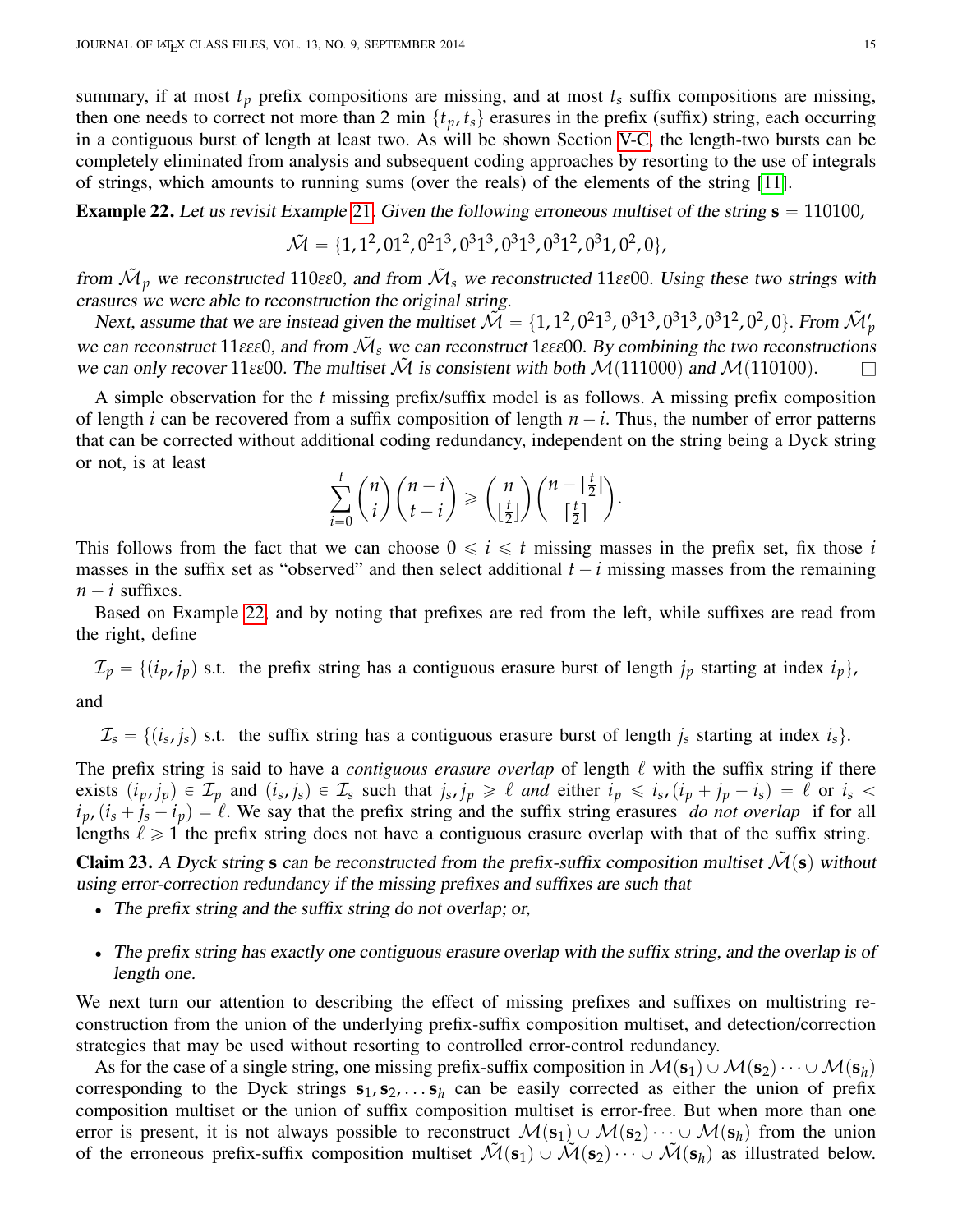summary, if at most $t_p$ prefix compositions are missing, and at most $t_s$ suffix compositions are missing, then one needs to correct not more than 2 min $\{t_p, t_s\}$ erasures in the prefix (suffix) string, each occurring in a contiguous burst of length at least two. As will be shown Section V-C, the length-two bursts can be completely eliminated from analysis and subsequent coding approaches by resorting to the use of integrals of strings, which amounts to running sums (over the reals) of the elements of the string [11].

**Example 22.** *Let us revisit Example 21. Given the following erroneous multiset of the string* $\mathbf{s} = 110100$,

$$\tilde{\mathcal{M}} = \{1, 1^2, 01^2, 0^21^3, 0^31^3, 0^31^3, 0^31^2, 0^31, 0^2, 0\},$$

*from* $\tilde{\mathcal{M}}_p$ *we reconstructed* $110\varepsilon\varepsilon 0$, *and from* $\tilde{\mathcal{M}}_s$ *we reconstructed* $11\varepsilon\varepsilon 00$. *Using these two strings with erasures we were able to reconstruction the original string.*

*Next, assume that we are instead given the multiset* $\tilde{\mathcal{M}} = \{1, 1^2, 0^21^3, 0^31^3, 0^31^3, 0^31^2, 0^2, 0\}$. *From* $\tilde{\mathcal{M}}'_p$ *we can reconstruct* $11\varepsilon\varepsilon\varepsilon 0$, *and from* $\tilde{\mathcal{M}}_s$ *we can reconstruct* $1\varepsilon\varepsilon\varepsilon 00$. *By combining the two reconstructions we can only recover* $11\varepsilon\varepsilon 00$. *The multiset* $\tilde{\mathcal{M}}$ *is consistent with both* $\mathcal{M}(111000)$ *and* $\mathcal{M}(110100)$. □

A simple observation for the $t$ missing prefix/suffix model is as follows. A missing prefix composition of length $i$ can be recovered from a suffix composition of length $n-i$. Thus, the number of error patterns that can be corrected without additional coding redundancy, independent on the string being a Dyck string or not, is at least

$$\sum_{i=0}^{t} \binom{n}{i}\binom{n-i}{t-i} \geqslant \binom{n}{\lfloor \frac{t}{2} \rfloor}\binom{n-\lfloor \frac{t}{2} \rfloor}{\lceil \frac{t}{2} \rceil}.$$

This follows from the fact that we can choose $0 \leqslant i \leqslant t$ missing masses in the prefix set, fix those $i$ masses in the suffix set as "observed" and then select additional $t-i$ missing masses from the remaining $n-i$ suffixes.

Based on Example 22, and by noting that prefixes are red from the left, while suffixes are read from the right, define

$$\mathcal{I}_p = \{(i_p, j_p) \text{ s.t. the prefix string has a contiguous erasure burst of length } j_p \text{ starting at index } i_p\},$$

and

$$\mathcal{I}_s = \{(i_s, j_s) \text{ s.t. the suffix string has a contiguous erasure burst of length } j_s \text{ starting at index } i_s\}.$$

The prefix string is said to have a *contiguous erasure overlap* of length $\ell$ with the suffix string if there exists $(i_p, j_p) \in \mathcal{I}_p$ and $(i_s, j_s) \in \mathcal{I}_s$ such that $j_s, j_p \geqslant \ell$ *and* either $i_p \leqslant i_s, (i_p + j_p - i_s) = \ell$ or $i_s < i_p, (i_s + j_s - i_p) = \ell$. We say that the prefix string and the suffix string erasures *do not overlap* if for all lengths $\ell \geqslant 1$ the prefix string does not have a contiguous erasure overlap with that of the suffix string.

**Claim 23.** *A Dyck string* $\mathbf{s}$ *can be reconstructed from the prefix-suffix composition multiset* $\tilde{\mathcal{M}}(\mathbf{s})$ *without using error-correction redundancy if the missing prefixes and suffixes are such that*

- *The prefix string and the suffix string do not overlap; or,*
- *The prefix string has exactly one contiguous erasure overlap with the suffix string, and the overlap is of length one.*

We next turn our attention to describing the effect of missing prefixes and suffixes on multistring reconstruction from the union of the underlying prefix-suffix composition multiset, and detection/correction strategies that may be used without resorting to controlled error-control redundancy.

As for the case of a single string, one missing prefix-suffix composition in $\mathcal{M}(\mathbf{s}_1) \cup \mathcal{M}(\mathbf{s}_2) \cdots \cup \mathcal{M}(\mathbf{s}_h)$ corresponding to the Dyck strings $\mathbf{s}_1, \mathbf{s}_2, \ldots \mathbf{s}_h$ can be easily corrected as either the union of prefix composition multiset or the union of suffix composition multiset is error-free. But when more than one error is present, it is not always possible to reconstruct $\mathcal{M}(\mathbf{s}_1) \cup \mathcal{M}(\mathbf{s}_2) \cdots \cup \mathcal{M}(\mathbf{s}_h)$ from the union of the erroneous prefix-suffix composition multiset $\tilde{\mathcal{M}}(\mathbf{s}_1) \cup \tilde{\mathcal{M}}(\mathbf{s}_2) \cdots \cup \tilde{\mathcal{M}}(\mathbf{s}_h)$ as illustrated below.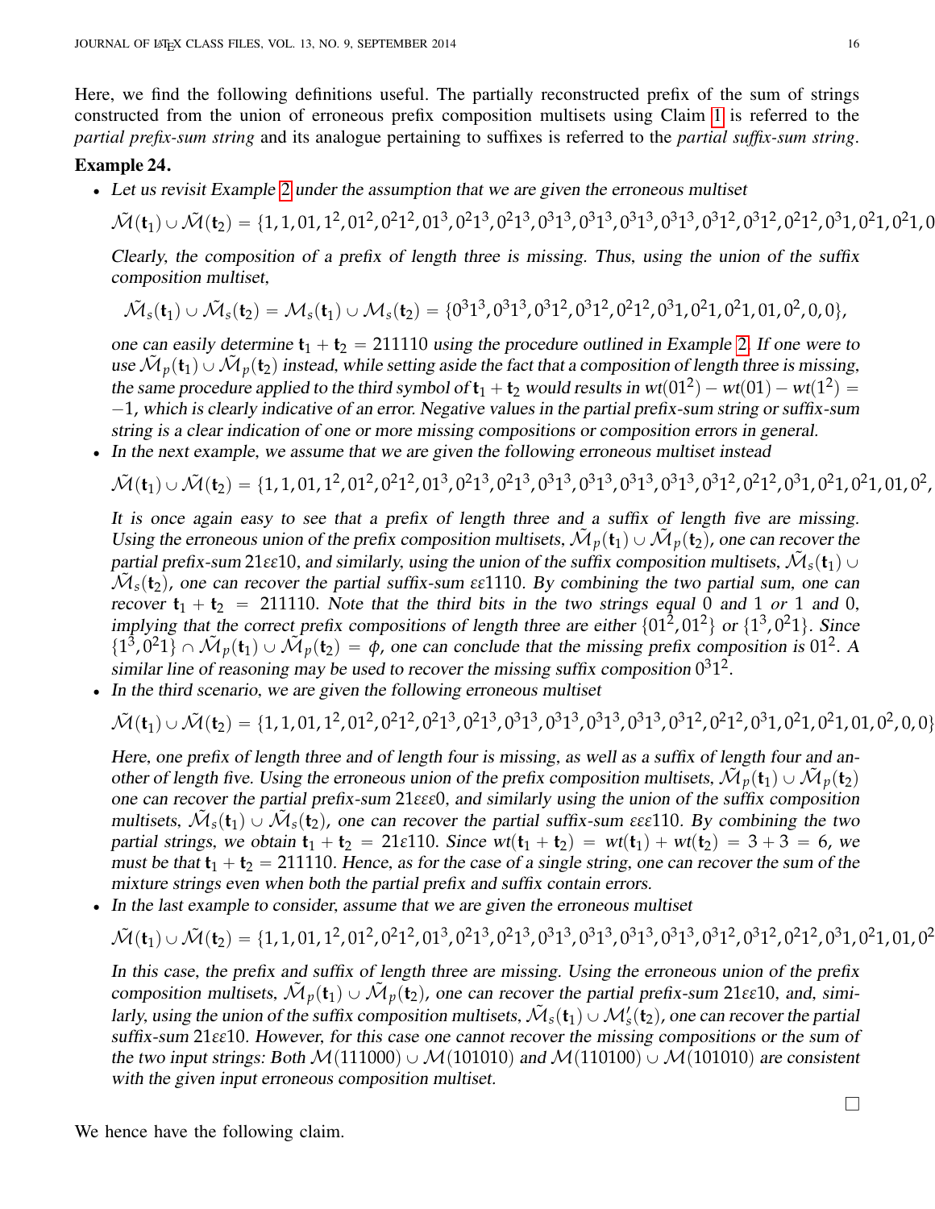Here, we find the following definitions useful. The partially reconstructed prefix of the sum of strings constructed from the union of erroneous prefix composition multisets using Claim 1 is referred to the *partial prefix-sum string* and its analogue pertaining to suffixes is referred to the *partial suffix-sum string*.

**Example 24.**

- *Let us revisit Example 2 under the assumption that we are given the erroneous multiset*

  $\tilde{\mathcal{M}}(\mathbf{t}_1) \cup \tilde{\mathcal{M}}(\mathbf{t}_2) = \{1, 1, 01, 1^2, 01^2, 0^21^2, 01^3, 0^21^3, 0^21^3, 0^31^3, 0^31^3, 0^31^3, 0^31^3, 0^31^2, 0^31^2, 0^21^2, 0^31, 0^21, 0^21, 0$

  *Clearly, the composition of a prefix of length three is missing. Thus, using the union of the suffix composition multiset,*

  $$\tilde{\mathcal{M}}_s(\mathbf{t}_1) \cup \tilde{\mathcal{M}}_s(\mathbf{t}_2) = \mathcal{M}_s(\mathbf{t}_1) \cup \mathcal{M}_s(\mathbf{t}_2) = \{0^31^3, 0^31^3, 0^31^2, 0^31^2, 0^21^2, 0^31, 0^21, 0^21, 01, 0^2, 0, 0\},$$

  *one can easily determine* $\mathbf{t}_1 + \mathbf{t}_2 = 211110$ *using the procedure outlined in Example 2. If one were to use* $\tilde{\mathcal{M}}_p(\mathbf{t}_1) \cup \tilde{\mathcal{M}}_p(\mathbf{t}_2)$ *instead, while setting aside the fact that a composition of length three is missing, the same procedure applied to the third symbol of* $\mathbf{t}_1 + \mathbf{t}_2$ *would results in* $wt(01^2) - wt(01) - wt(1^2) = -1$*, which is clearly indicative of an error. Negative values in the partial prefix-sum string or suffix-sum string is a clear indication of one or more missing compositions or composition errors in general.*

- *In the next example, we assume that we are given the following erroneous multiset instead*

  $\tilde{\mathcal{M}}(\mathbf{t}_1) \cup \tilde{\mathcal{M}}(\mathbf{t}_2) = \{1, 1, 01, 1^2, 01^2, 0^21^2, 01^3, 0^21^3, 0^21^3, 0^31^3, 0^31^3, 0^31^3, 0^31^3, 0^31^2, 0^21^2, 0^31, 0^21, 0^21, 01, 0^2,$

  *It is once again easy to see that a prefix of length three and a suffix of length five are missing. Using the erroneous union of the prefix composition multisets,* $\tilde{\mathcal{M}}_p(\mathbf{t}_1) \cup \tilde{\mathcal{M}}_p(\mathbf{t}_2)$*, one can recover the partial prefix-sum* $21\varepsilon\varepsilon10$*, and similarly, using the union of the suffix composition multisets,* $\tilde{\mathcal{M}}_s(\mathbf{t}_1) \cup \tilde{\mathcal{M}}_s(\mathbf{t}_2)$*, one can recover the partial suffix-sum* $\varepsilon\varepsilon1110$*. By combining the two partial sum, one can recover* $\mathbf{t}_1 + \mathbf{t}_2 = 211110$*. Note that the third bits in the two strings equal 0 and 1 or 1 and 0, implying that the correct prefix compositions of length three are either* $\{01^2, 01^2\}$ *or* $\{1^3, 0^21\}$*. Since* $\{1^3, 0^21\} \cap \tilde{\mathcal{M}}_p(\mathbf{t}_1) \cup \tilde{\mathcal{M}}_p(\mathbf{t}_2) = \phi$*, one can conclude that the missing prefix composition is* $01^2$*. A similar line of reasoning may be used to recover the missing suffix composition* $0^31^2$*.*

- *In the third scenario, we are given the following erroneous multiset*

  $\tilde{\mathcal{M}}(\mathbf{t}_1) \cup \tilde{\mathcal{M}}(\mathbf{t}_2) = \{1, 1, 01, 1^2, 01^2, 0^21^2, 0^21^3, 0^21^3, 0^31^3, 0^31^3, 0^31^3, 0^31^3, 0^31^2, 0^21^2, 0^31, 0^21, 0^21, 01, 0^2, 0, 0\}$

  *Here, one prefix of length three and of length four is missing, as well as a suffix of length four and another of length five. Using the erroneous union of the prefix composition multisets,* $\tilde{\mathcal{M}}_p(\mathbf{t}_1) \cup \tilde{\mathcal{M}}_p(\mathbf{t}_2)$ *one can recover the partial prefix-sum* $21\varepsilon\varepsilon\varepsilon0$*, and similarly using the union of the suffix composition multisets,* $\tilde{\mathcal{M}}_s(\mathbf{t}_1) \cup \tilde{\mathcal{M}}_s(\mathbf{t}_2)$*, one can recover the partial suffix-sum* $\varepsilon\varepsilon\varepsilon110$*. By combining the two partial strings, we obtain* $\mathbf{t}_1 + \mathbf{t}_2 = 21\varepsilon110$*. Since* $wt(\mathbf{t}_1 + \mathbf{t}_2) = wt(\mathbf{t}_1) + wt(\mathbf{t}_2) = 3 + 3 = 6$*, we must be that* $\mathbf{t}_1 + \mathbf{t}_2 = 211110$*. Hence, as for the case of a single string, one can recover the sum of the mixture strings even when both the partial prefix and suffix contain errors.*

- *In the last example to consider, assume that we are given the erroneous multiset*

  $\tilde{\mathcal{M}}(\mathbf{t}_1) \cup \tilde{\mathcal{M}}(\mathbf{t}_2) = \{1, 1, 01, 1^2, 01^2, 0^21^2, 01^3, 0^21^3, 0^21^3, 0^31^3, 0^31^3, 0^31^3, 0^31^3, 0^31^2, 0^31^2, 0^21^2, 0^31, 0^21, 01, 0^2$

  *In this case, the prefix and suffix of length three are missing. Using the erroneous union of the prefix composition multisets,* $\tilde{\mathcal{M}}_p(\mathbf{t}_1) \cup \tilde{\mathcal{M}}_p(\mathbf{t}_2)$*, one can recover the partial prefix-sum* $21\varepsilon\varepsilon10$*, and, similarly, using the union of the suffix composition multisets,* $\tilde{\mathcal{M}}_s(\mathbf{t}_1) \cup \mathcal{M}'_s(\mathbf{t}_2)$*, one can recover the partial suffix-sum* $21\varepsilon\varepsilon10$*. However, for this case one cannot recover the missing compositions or the sum of the two input strings: Both* $\mathcal{M}(111000) \cup \mathcal{M}(101010)$ *and* $\mathcal{M}(110100) \cup \mathcal{M}(101010)$ *are consistent with the given input erroneous composition multiset.*

□

We hence have the following claim.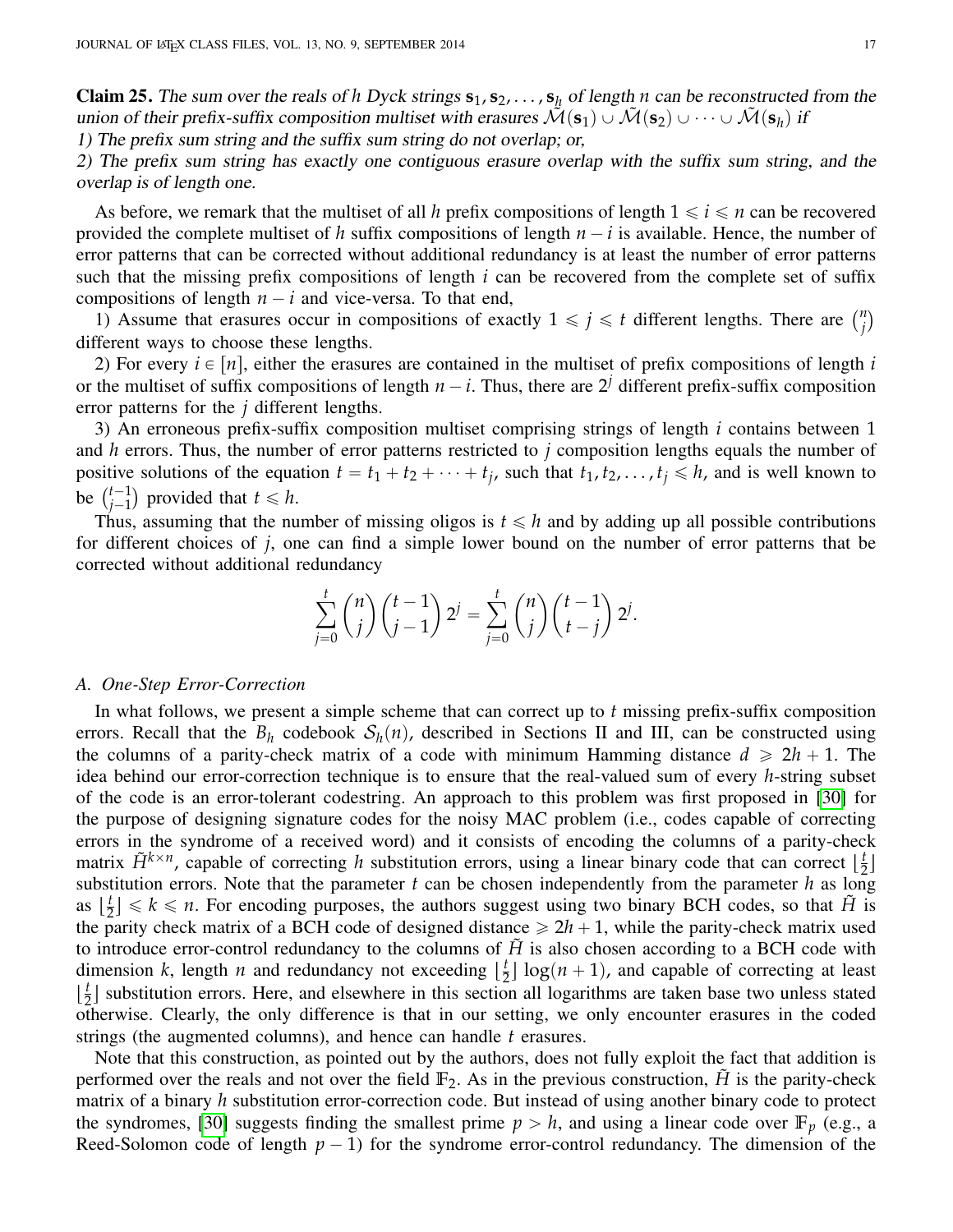**Claim 25.** *The sum over the reals of $h$ Dyck strings $\mathbf{s}_1, \mathbf{s}_2, \ldots, \mathbf{s}_h$ of length $n$ can be reconstructed from the union of their prefix-suffix composition multiset with erasures $\tilde{\mathcal{M}}(\mathbf{s}_1) \cup \tilde{\mathcal{M}}(\mathbf{s}_2) \cup \cdots \cup \tilde{\mathcal{M}}(\mathbf{s}_h)$ if*
*1) The prefix sum string and the suffix sum string do not overlap; or,*
*2) The prefix sum string has exactly one contiguous erasure overlap with the suffix sum string, and the overlap is of length one.*

As before, we remark that the multiset of all $h$ prefix compositions of length $1 \leqslant i \leqslant n$ can be recovered provided the complete multiset of $h$ suffix compositions of length $n-i$ is available. Hence, the number of error patterns that can be corrected without additional redundancy is at least the number of error patterns such that the missing prefix compositions of length $i$ can be recovered from the complete set of suffix compositions of length $n-i$ and vice-versa. To that end,

1) Assume that erasures occur in compositions of exactly $1 \leqslant j \leqslant t$ different lengths. There are $\binom{n}{j}$ different ways to choose these lengths.

2) For every $i \in [n]$, either the erasures are contained in the multiset of prefix compositions of length $i$ or the multiset of suffix compositions of length $n-i$. Thus, there are $2^j$ different prefix-suffix composition error patterns for the $j$ different lengths.

3) An erroneous prefix-suffix composition multiset comprising strings of length $i$ contains between 1 and $h$ errors. Thus, the number of error patterns restricted to $j$ composition lengths equals the number of positive solutions of the equation $t = t_1 + t_2 + \cdots + t_j$, such that $t_1, t_2, \ldots, t_j \leqslant h$, and is well known to be $\binom{t-1}{j-1}$ provided that $t \leqslant h$.

Thus, assuming that the number of missing oligos is $t \leqslant h$ and by adding up all possible contributions for different choices of $j$, one can find a simple lower bound on the number of error patterns that be corrected without additional redundancy

$$\sum_{j=0}^{t} \binom{n}{j} \binom{t-1}{j-1} 2^j = \sum_{j=0}^{t} \binom{n}{j} \binom{t-1}{t-j} 2^j.$$

### *A. One-Step Error-Correction*

In what follows, we present a simple scheme that can correct up to $t$ missing prefix-suffix composition errors. Recall that the $B_h$ codebook $\mathcal{S}_h(n)$, described in Sections II and III, can be constructed using the columns of a parity-check matrix of a code with minimum Hamming distance $d \geqslant 2h+1$. The idea behind our error-correction technique is to ensure that the real-valued sum of every $h$-string subset of the code is an error-tolerant codestring. An approach to this problem was first proposed in [30] for the purpose of designing signature codes for the noisy MAC problem (i.e., codes capable of correcting errors in the syndrome of a received word) and it consists of encoding the columns of a parity-check matrix $\tilde{H}^{k\times n}$, capable of correcting $h$ substitution errors, using a linear binary code that can correct $\lfloor \frac{t}{2} \rfloor$ substitution errors. Note that the parameter $t$ can be chosen independently from the parameter $h$ as long as $\lfloor \frac{t}{2} \rfloor \leqslant k \leqslant n$. For encoding purposes, the authors suggest using two binary BCH codes, so that $\tilde{H}$ is the parity check matrix of a BCH code of designed distance $\geqslant 2h+1$, while the parity-check matrix used to introduce error-control redundancy to the columns of $\tilde{H}$ is also chosen according to a BCH code with dimension $k$, length $n$ and redundancy not exceeding $\lfloor \frac{t}{2} \rfloor \log(n+1)$, and capable of correcting at least $\lfloor \frac{t}{2} \rfloor$ substitution errors. Here, and elsewhere in this section all logarithms are taken base two unless stated otherwise. Clearly, the only difference is that in our setting, we only encounter erasures in the coded strings (the augmented columns), and hence can handle $t$ erasures.

Note that this construction, as pointed out by the authors, does not fully exploit the fact that addition is performed over the reals and not over the field $\mathbb{F}_2$. As in the previous construction, $\tilde{H}$ is the parity-check matrix of a binary $h$ substitution error-correction code. But instead of using another binary code to protect the syndromes, [30] suggests finding the smallest prime $p > h$, and using a linear code over $\mathbb{F}_p$ (e.g., a Reed-Solomon code of length $p-1$) for the syndrome error-control redundancy. The dimension of the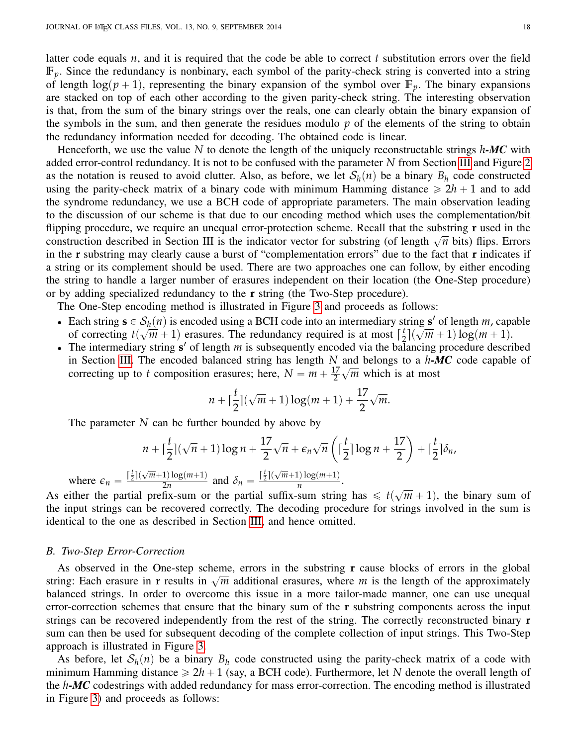latter code equals $n$, and it is required that the code be able to correct $t$ substitution errors over the field $\mathbb{F}_p$. Since the redundancy is nonbinary, each symbol of the parity-check string is converted into a string of length $\log(p+1)$, representing the binary expansion of the symbol over $\mathbb{F}_p$. The binary expansions are stacked on top of each other according to the given parity-check string. The interesting observation is that, from the sum of the binary strings over the reals, one can clearly obtain the binary expansion of the symbols in the sum, and then generate the residues modulo $p$ of the elements of the string to obtain the redundancy information needed for decoding. The obtained code is linear.

Henceforth, we use the value $N$ to denote the length of the uniquely reconstructable strings $h$-***MC*** with added error-control redundancy. It is not to be confused with the parameter $N$ from Section III and Figure 2 as the notation is reused to avoid clutter. Also, as before, we let $\mathcal{S}_h(n)$ be a binary $B_h$ code constructed using the parity-check matrix of a binary code with minimum Hamming distance $\geqslant 2h+1$ and to add the syndrome redundancy, we use a BCH code of appropriate parameters. The main observation leading to the discussion of our scheme is that due to our encoding method which uses the complementation/bit flipping procedure, we require an unequal error-protection scheme. Recall that the substring $\mathbf{r}$ used in the construction described in Section III is the indicator vector for substring (of length $\sqrt{n}$ bits) flips. Errors in the $\mathbf{r}$ substring may clearly cause a burst of "complementation errors" due to the fact that $\mathbf{r}$ indicates if a string or its complement should be used. There are two approaches one can follow, by either encoding the string to handle a larger number of erasures independent on their location (the One-Step procedure) or by adding specialized redundancy to the $\mathbf{r}$ string (the Two-Step procedure).

The One-Step encoding method is illustrated in Figure 3 and proceeds as follows:

- Each string $\mathbf{s} \in \mathcal{S}_h(n)$ is encoded using a BCH code into an intermediary string $\mathbf{s}'$ of length $m$, capable of correcting $t(\sqrt{m}+1)$ erasures. The redundancy required is at most $\lceil \frac{t}{2} \rceil (\sqrt{m}+1)\log(m+1)$.
- The intermediary string $\mathbf{s}'$ of length $m$ is subsequently encoded via the balancing procedure described in Section III. The encoded balanced string has length $N$ and belongs to a $h$-***MC*** code capable of correcting up to $t$ composition erasures; here, $N = m + \frac{17}{2}\sqrt{m}$ which is at most
$$n + \lceil \frac{t}{2} \rceil (\sqrt{m}+1)\log(m+1) + \frac{17}{2}\sqrt{m}.$$
The parameter $N$ can be further bounded by above by
$$n + \lceil \frac{t}{2} \rceil (\sqrt{n}+1)\log n + \frac{17}{2}\sqrt{n} + \epsilon_n \sqrt{n}\left(\lceil \frac{t}{2} \rceil \log n + \frac{17}{2}\right) + \lceil \frac{t}{2} \rceil \delta_n,$$
where $\epsilon_n = \frac{\lceil \frac{t}{2} \rceil (\sqrt{m}+1)\log(m+1)}{2n}$ and $\delta_n = \frac{\lceil \frac{t}{2} \rceil (\sqrt{m}+1)\log(m+1)}{n}$.

As either the partial prefix-sum or the partial suffix-sum string has $\leqslant t(\sqrt{m}+1)$, the binary sum of the input strings can be recovered correctly. The decoding procedure for strings involved in the sum is identical to the one as described in Section III, and hence omitted.

### B. Two-Step Error-Correction

As observed in the One-step scheme, errors in the substring $\mathbf{r}$ cause blocks of errors in the global string: Each erasure in $\mathbf{r}$ results in $\sqrt{m}$ additional erasures, where $m$ is the length of the approximately balanced strings. In order to overcome this issue in a more tailor-made manner, one can use unequal error-correction schemes that ensure that the binary sum of the $\mathbf{r}$ substring components across the input strings can be recovered independently from the rest of the string. The correctly reconstructed binary $\mathbf{r}$ sum can then be used for subsequent decoding of the complete collection of input strings. This Two-Step approach is illustrated in Figure 3.

As before, let $\mathcal{S}_h(n)$ be a binary $B_h$ code constructed using the parity-check matrix of a code with minimum Hamming distance $\geqslant 2h+1$ (say, a BCH code). Furthermore, let $N$ denote the overall length of the $h$-***MC*** codestrings with added redundancy for mass error-correction. The encoding method is illustrated in Figure 3) and proceeds as follows: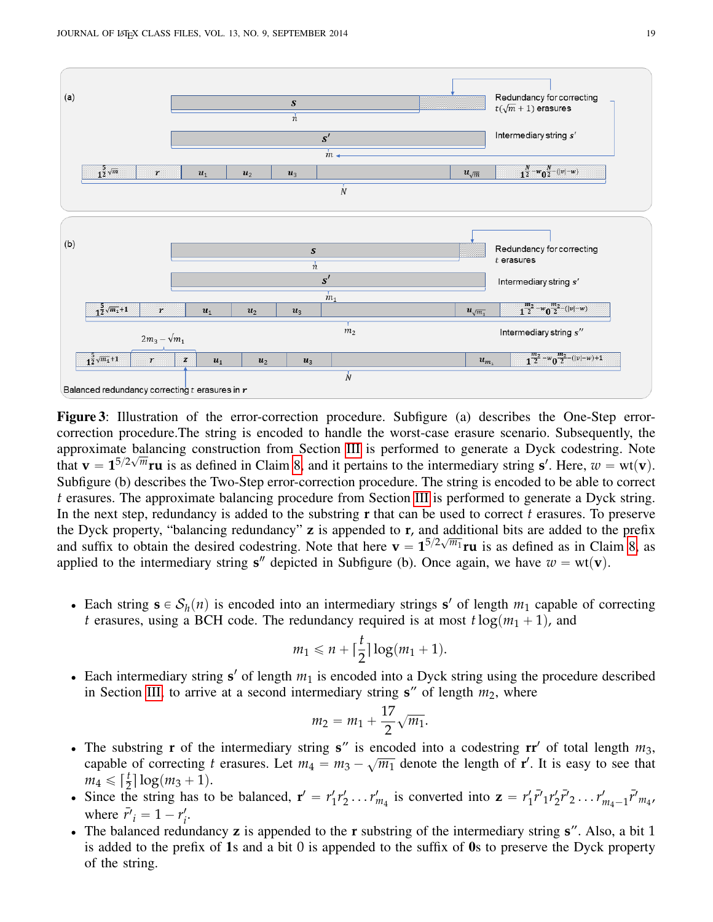**Figure 3**: Illustration of the error-correction procedure. Subfigure (a) describes the One-Step error-correction procedure.The string is encoded to handle the worst-case erasure scenario. Subsequently, the approximate balancing construction from Section III is performed to generate a Dyck codestring. Note that $\mathbf{v} = \mathbf{1}^{5/2\sqrt{m}}\mathbf{ru}$ is as defined in Claim 8, and it pertains to the intermediary string $\mathbf{s}'$. Here, $w = \text{wt}(\mathbf{v})$. Subfigure (b) describes the Two-Step error-correction procedure. The string is encoded to be able to correct $t$ erasures. The approximate balancing procedure from Section III is performed to generate a Dyck string. In the next step, redundancy is added to the substring $\mathbf{r}$ that can be used to correct $t$ erasures. To preserve the Dyck property, "balancing redundancy" $\mathbf{z}$ is appended to $\mathbf{r}$, and additional bits are added to the prefix and suffix to obtain the desired codestring. Note that here $\mathbf{v} = \mathbf{1}^{5/2\sqrt{m_1}}\mathbf{ru}$ is as defined as in Claim 8, as applied to the intermediary string $\mathbf{s}''$ depicted in Subfigure (b). Once again, we have $w = \text{wt}(\mathbf{v})$.

- Each string $\mathbf{s} \in \mathcal{S}_h(n)$ is encoded into an intermediary strings $\mathbf{s}'$ of length $m_1$ capable of correcting $t$ erasures, using a BCH code. The redundancy required is at most $t\log(m_1 + 1)$, and
$$m_1 \leqslant n + \lceil \frac{t}{2} \rceil \log(m_1 + 1).$$
- Each intermediary string $\mathbf{s}'$ of length $m_1$ is encoded into a Dyck string using the procedure described in Section III, to arrive at a second intermediary string $\mathbf{s}''$ of length $m_2$, where
$$m_2 = m_1 + \frac{17}{2}\sqrt{m_1}.$$
- The substring $\mathbf{r}$ of the intermediary string $\mathbf{s}''$ is encoded into a codestring $\mathbf{rr}'$ of total length $m_3$, capable of correcting $t$ erasures. Let $m_4 = m_3 - \sqrt{m_1}$ denote the length of $\mathbf{r}'$. It is easy to see that $m_4 \leqslant \lceil \frac{t}{2} \rceil \log(m_3 + 1)$.
- Since the string has to be balanced, $\mathbf{r}' = r'_1 r'_2 \ldots r'_{m_4}$ is converted into $\mathbf{z} = r'_1 \bar{r'}_1 r'_2 \bar{r'}_2 \ldots r'_{m_4 - 1} \bar{r'}_{m_4}$, where $\bar{r'}_i = 1 - r'_i$.
- The balanced redundancy $\mathbf{z}$ is appended to the $\mathbf{r}$ substring of the intermediary string $\mathbf{s}''$. Also, a bit 1 is added to the prefix of $\mathbf{1}$s and a bit 0 is appended to the suffix of $\mathbf{0}$s to preserve the Dyck property of the string.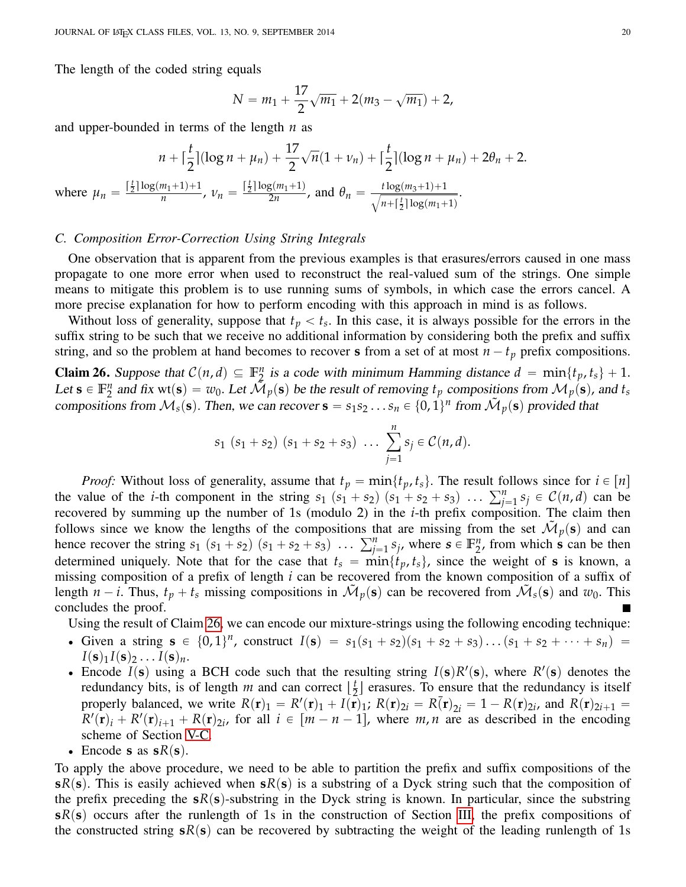The length of the coded string equals

$$N = m_1 + \frac{17}{2}\sqrt{m_1} + 2(m_3 - \sqrt{m_1}) + 2,$$

and upper-bounded in terms of the length $n$ as

$$n + \lceil \frac{t}{2} \rceil (\log n + \mu_n) + \frac{17}{2}\sqrt{n}(1+\nu_n) + \lceil \frac{t}{2} \rceil (\log n + \mu_n) + 2\theta_n + 2.$$

where $\mu_n = \frac{\lceil \frac{t}{2} \rceil \log(m_1+1)+1}{n}$, $\nu_n = \frac{\lceil \frac{t}{2} \rceil \log(m_1+1)}{2n}$, and $\theta_n = \frac{t\log(m_3+1)+1}{\sqrt{n+\lceil \frac{t}{2} \rceil \log(m_1+1)}}$.

### C. Composition Error-Correction Using String Integrals

One observation that is apparent from the previous examples is that erasures/errors caused in one mass propagate to one more error when used to reconstruct the real-valued sum of the strings. One simple means to mitigate this problem is to use running sums of symbols, in which case the errors cancel. A more precise explanation for how to perform encoding with this approach in mind is as follows.

Without loss of generality, suppose that $t_p < t_s$. In this case, it is always possible for the errors in the suffix string to be such that we receive no additional information by considering both the prefix and suffix string, and so the problem at hand becomes to recover $\mathbf{s}$ from a set of at most $n - t_p$ prefix compositions.

**Claim 26.** *Suppose that $\mathcal{C}(n,d) \subseteq \mathbb{F}_2^n$ is a code with minimum Hamming distance $d = \min\{t_p, t_s\} + 1$. Let $\mathbf{s} \in \mathbb{F}_2^n$ and fix $\text{wt}(\mathbf{s}) = w_0$. Let $\tilde{\mathcal{M}}_p(\mathbf{s})$ be the result of removing $t_p$ compositions from $\mathcal{M}_p(\mathbf{s})$, and $t_s$ compositions from $\mathcal{M}_s(\mathbf{s})$. Then, we can recover $\mathbf{s} = s_1 s_2 \ldots s_n \in \{0,1\}^n$ from $\tilde{\mathcal{M}}_p(\mathbf{s})$ provided that*

$$s_1 \ (s_1+s_2) \ (s_1+s_2+s_3) \ \ldots \ \sum_{j=1}^{n} s_j \in \mathcal{C}(n,d).$$

*Proof:* Without loss of generality, assume that $t_p = \min\{t_p, t_s\}$. The result follows since for $i \in [n]$ the value of the $i$-th component in the string $s_1 \ (s_1+s_2) \ (s_1+s_2+s_3) \ \ldots \ \sum_{j=1}^{n} s_j \in \mathcal{C}(n,d)$ can be recovered by summing up the number of 1s (modulo 2) in the $i$-th prefix composition. The claim then follows since we know the lengths of the compositions that are missing from the set $\tilde{\mathcal{M}}_p(\mathbf{s})$ and can hence recover the string $s_1 \ (s_1+s_2) \ (s_1+s_2+s_3) \ \ldots \ \sum_{j=1}^{n} s_j$, where $\mathbf{s} \in \mathbb{F}_2^n$, from which $\mathbf{s}$ can be then determined uniquely. Note that for the case that $t_s = \min\{t_p, t_s\}$, since the weight of $\mathbf{s}$ is known, a missing composition of a prefix of length $i$ can be recovered from the known composition of a suffix of length $n-i$. Thus, $t_p + t_s$ missing compositions in $\tilde{\mathcal{M}}_p(\mathbf{s})$ can be recovered from $\tilde{\mathcal{M}}_s(\mathbf{s})$ and $w_0$. This concludes the proof. ■

Using the result of Claim 26, we can encode our mixture-strings using the following encoding technique:

- Given a string $\mathbf{s} \in \{0,1\}^n$, construct $I(\mathbf{s}) = s_1(s_1+s_2)(s_1+s_2+s_3)\ldots(s_1+s_2+\cdots+s_n) = I(\mathbf{s})_1 I(\mathbf{s})_2 \ldots I(\mathbf{s})_n$.
- Encode $I(\mathbf{s})$ using a BCH code such that the resulting string $I(\mathbf{s})R'(\mathbf{s})$, where $R'(\mathbf{s})$ denotes the redundancy bits, is of length $m$ and can correct $\lfloor \frac{t}{2} \rfloor$ erasures. To ensure that the redundancy is itself properly balanced, we write $R(\mathbf{r})_1 = R'(\mathbf{r})_1 + I(\mathbf{r})_1$; $R(\mathbf{r})_{2i} = \bar{R(\mathbf{r})}_{2i} = 1 - R(\mathbf{r})_{2i}$, and $R(\mathbf{r})_{2i+1} = R'(\mathbf{r})_i + R'(\mathbf{r})_{i+1} + R(\mathbf{r})_{2i}$, for all $i \in [m-n-1]$, where $m, n$ are as described in the encoding scheme of Section V-C.
- Encode $\mathbf{s}$ as $\mathbf{s}R(\mathbf{s})$.

To apply the above procedure, we need to be able to partition the prefix and suffix compositions of the $\mathbf{s}R(\mathbf{s})$. This is easily achieved when $\mathbf{s}R(\mathbf{s})$ is a substring of a Dyck string such that the composition of the prefix preceding the $\mathbf{s}R(\mathbf{s})$-substring in the Dyck string is known. In particular, since the substring $\mathbf{s}R(\mathbf{s})$ occurs after the runlength of 1s in the construction of Section III, the prefix compositions of the constructed string $\mathbf{s}R(\mathbf{s})$ can be recovered by subtracting the weight of the leading runlength of 1s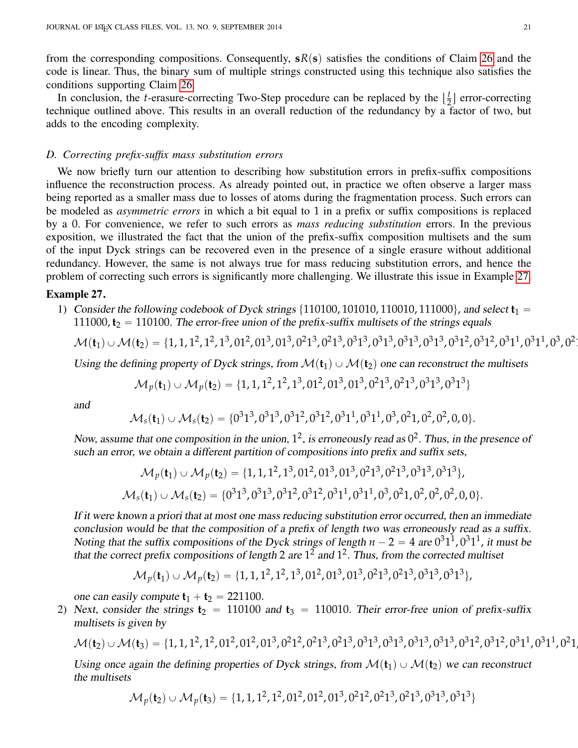from the corresponding compositions. Consequently, $\mathbf{s}R(\mathbf{s})$ satisfies the conditions of Claim 26 and the code is linear. Thus, the binary sum of multiple strings constructed using this technique also satisfies the conditions supporting Claim 26.

In conclusion, the $t$-erasure-correcting Two-Step procedure can be replaced by the $\lfloor \frac{t}{2} \rfloor$ error-correcting technique outlined above. This results in an overall reduction of the redundancy by a factor of two, but adds to the encoding complexity.

### D. Correcting prefix-suffix mass substitution errors

We now briefly turn our attention to describing how substitution errors in prefix-suffix compositions influence the reconstruction process. As already pointed out, in practice we often observe a larger mass being reported as a smaller mass due to losses of atoms during the fragmentation process. Such errors can be modeled as *asymmetric errors* in which a bit equal to 1 in a prefix or suffix compositions is replaced by a 0. For convenience, we refer to such errors as *mass reducing substitution* errors. In the previous exposition, we illustrated the fact that the union of the prefix-suffix composition multisets and the sum of the input Dyck strings can be recovered even in the presence of a single erasure without additional redundancy. However, the same is not always true for mass reducing substitution errors, and hence the problem of correcting such errors is significantly more challenging. We illustrate this issue in Example 27.

**Example 27.**

1) *Consider the following codebook of Dyck strings* $\{110100, 101010, 110010, 111000\}$, *and select* $\mathbf{t}_1 = 111000, \mathbf{t}_2 = 110100$. *The error-free union of the prefix-suffix multisets of the strings equals*

$$\mathcal{M}(\mathbf{t}_1) \cup \mathcal{M}(\mathbf{t}_2) = \{1, 1, 1^2, 1^2, 1^3, 01^2, 01^3, 01^3, 0^21^3, 0^21^3, 0^31^3, 0^31^3, 0^31^3, 0^31^3, 0^31^2, 0^31^2, 0^31^1, 0^31^1, 0^3, 0^2\ldots$$

*Using the defining property of Dyck strings, from* $\mathcal{M}(\mathbf{t}_1) \cup \mathcal{M}(\mathbf{t}_2)$ *one can reconstruct the multisets*

$$\mathcal{M}_p(\mathbf{t}_1) \cup \mathcal{M}_p(\mathbf{t}_2) = \{1, 1, 1^2, 1^2, 1^3, 01^2, 01^3, 01^3, 0^21^3, 0^21^3, 0^31^3, 0^31^3\}$$

*and*

$$\mathcal{M}_s(\mathbf{t}_1) \cup \mathcal{M}_s(\mathbf{t}_2) = \{0^31^3, 0^31^3, 0^31^2, 0^31^2, 0^31^1, 0^31^1, 0^3, 0^21, 0^2, 0^2, 0, 0\}.$$

*Now, assume that one composition in the union,* $1^2$, *is erroneously read as* $0^2$. *Thus, in the presence of such an error, we obtain a different partition of compositions into prefix and suffix sets,*

$$\mathcal{M}_p(\mathbf{t}_1) \cup \mathcal{M}_p(\mathbf{t}_2) = \{1, 1, 1^2, 1^3, 01^2, 01^3, 01^3, 0^21^3, 0^21^3, 0^31^3, 0^31^3\},$$

$$\mathcal{M}_s(\mathbf{t}_1) \cup \mathcal{M}_s(\mathbf{t}_2) = \{0^31^3, 0^31^3, 0^31^2, 0^31^2, 0^31^1, 0^31^1, 0^3, 0^21, 0^2, 0^2, 0^2, 0, 0\}.$$

*If it were known a priori that at most one mass reducing substitution error occurred, then an immediate conclusion would be that the composition of a prefix of length two was erroneously read as a suffix. Noting that the suffix compositions of the Dyck strings of length* $n - 2 = 4$ *are* $0^31^1, 0^31^1$, *it must be that the correct prefix compositions of length* 2 *are* $1^2$ *and* $1^2$. *Thus, from the corrected multiset*

$$\mathcal{M}_p(\mathbf{t}_1) \cup \mathcal{M}_p(\mathbf{t}_2) = \{1, 1, 1^2, 1^2, 1^3, 01^2, 01^3, 01^3, 0^21^3, 0^21^3, 0^31^3, 0^31^3\},$$

*one can easily compute* $\mathbf{t}_1 + \mathbf{t}_2 = 221100$.

2) *Next, consider the strings* $\mathbf{t}_2 = 110100$ *and* $\mathbf{t}_3 = 110010$. *Their error-free union of prefix-suffix multisets is given by*

$$\mathcal{M}(\mathbf{t}_2) \cup \mathcal{M}(\mathbf{t}_3) = \{1, 1, 1^2, 1^2, 01^2, 01^2, 01^3, 0^21^2, 0^21^3, 0^21^3, 0^31^3, 0^31^3, 0^31^3, 0^31^3, 0^31^2, 0^31^2, 0^31^1, 0^31^1, 0^21\ldots$$

*Using once again the defining properties of Dyck strings, from* $\mathcal{M}(\mathbf{t}_1) \cup \mathcal{M}(\mathbf{t}_2)$ *we can reconstruct the multisets*

$$\mathcal{M}_p(\mathbf{t}_2) \cup \mathcal{M}_p(\mathbf{t}_3) = \{1, 1, 1^2, 1^2, 01^2, 01^2, 01^3, 0^21^2, 0^21^3, 0^21^3, 0^31^3, 0^31^3\}$$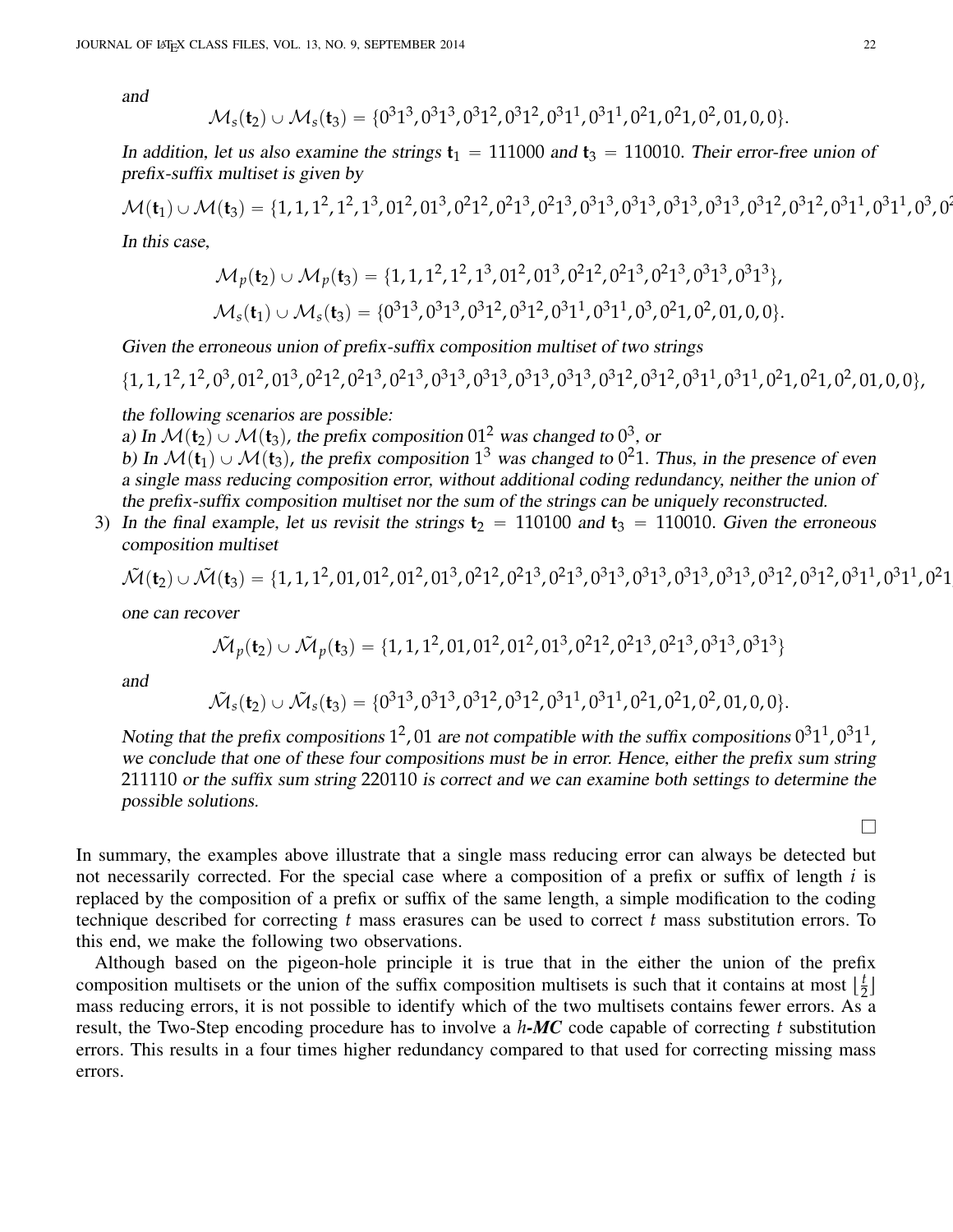*and*

$$\mathcal{M}_s(\mathbf{t}_2) \cup \mathcal{M}_s(\mathbf{t}_3) = \{0^31^3, 0^31^3, 0^31^2, 0^31^2, 0^31^1, 0^31^1, 0^21, 0^21, 0^2, 01, 0, 0\}.$$

*In addition, let us also examine the strings* $\mathbf{t}_1 = 111000$ *and* $\mathbf{t}_3 = 110010$*. Their error-free union of prefix-suffix multiset is given by*

$$\mathcal{M}(\mathbf{t}_1) \cup \mathcal{M}(\mathbf{t}_3) = \{1, 1, 1^2, 1^2, 1^3, 01^2, 01^3, 0^21^2, 0^21^3, 0^21^3, 0^31^3, 0^31^3, 0^31^3, 0^31^3, 0^31^2, 0^31^2, 0^31^1, 0^31^1, 0^3, 0^2$$

*In this case,*

$$\mathcal{M}_p(\mathbf{t}_2) \cup \mathcal{M}_p(\mathbf{t}_3) = \{1, 1, 1^2, 1^2, 1^3, 01^2, 01^3, 0^21^2, 0^21^3, 0^21^3, 0^31^3, 0^31^3\},$$

$$\mathcal{M}_s(\mathbf{t}_1) \cup \mathcal{M}_s(\mathbf{t}_3) = \{0^31^3, 0^31^3, 0^31^2, 0^31^2, 0^31^1, 0^31^1, 0^3, 0^21, 0^2, 01, 0, 0\}.$$

*Given the erroneous union of prefix-suffix composition multiset of two strings*

$$\{1, 1, 1^2, 1^2, 0^3, 01^2, 01^3, 0^21^2, 0^21^3, 0^21^3, 0^31^3, 0^31^3, 0^31^3, 0^31^3, 0^31^2, 0^31^2, 0^31^1, 0^31^1, 0^21, 0^21, 0^2, 01, 0, 0\},$$

*the following scenarios are possible:*

*a) In* $\mathcal{M}(\mathbf{t}_2) \cup \mathcal{M}(\mathbf{t}_3)$*, the prefix composition* $01^2$ *was changed to* $0^3$*, or*

*b) In* $\mathcal{M}(\mathbf{t}_1) \cup \mathcal{M}(\mathbf{t}_3)$*, the prefix composition* $1^3$ *was changed to* $0^21$*. Thus, in the presence of even a single mass reducing composition error, without additional coding redundancy, neither the union of the prefix-suffix composition multiset nor the sum of the strings can be uniquely reconstructed.*

3) *In the final example, let us revisit the strings* $\mathbf{t}_2 = 110100$ *and* $\mathbf{t}_3 = 110010$*. Given the erroneous composition multiset*

$$\tilde{\mathcal{M}}(\mathbf{t}_2) \cup \tilde{\mathcal{M}}(\mathbf{t}_3) = \{1, 1, 1^2, 01, 01^2, 01^2, 01^3, 0^21^2, 0^21^3, 0^21^3, 0^31^3, 0^31^3, 0^31^3, 0^31^3, 0^31^2, 0^31^2, 0^31^1, 0^31^1, 0^21$$

*one can recover*

$$\tilde{\mathcal{M}}_p(\mathbf{t}_2) \cup \tilde{\mathcal{M}}_p(\mathbf{t}_3) = \{1, 1, 1^2, 01, 01^2, 01^2, 01^3, 0^21^2, 0^21^3, 0^21^3, 0^31^3, 0^31^3\}$$

*and*

$$\tilde{\mathcal{M}}_s(\mathbf{t}_2) \cup \tilde{\mathcal{M}}_s(\mathbf{t}_3) = \{0^31^3, 0^31^3, 0^31^2, 0^31^2, 0^31^1, 0^31^1, 0^21, 0^21, 0^2, 01, 0, 0\}.$$

*Noting that the prefix compositions* $1^2, 01$ *are not compatible with the suffix compositions* $0^31^1, 0^31^1$*, we conclude that one of these four compositions must be in error. Hence, either the prefix sum string* $211110$ *or the suffix sum string* $220110$ *is correct and we can examine both settings to determine the possible solutions.*

□

In summary, the examples above illustrate that a single mass reducing error can always be detected but not necessarily corrected. For the special case where a composition of a prefix or suffix of length $i$ is replaced by the composition of a prefix or suffix of the same length, a simple modification to the coding technique described for correcting $t$ mass erasures can be used to correct $t$ mass substitution errors. To this end, we make the following two observations.

Although based on the pigeon-hole principle it is true that in the either the union of the prefix composition multisets or the union of the suffix composition multisets is such that it contains at most $\lfloor \frac{t}{2} \rfloor$ mass reducing errors, it is not possible to identify which of the two multisets contains fewer errors. As a result, the Two-Step encoding procedure has to involve a $h$-*MC* code capable of correcting $t$ substitution errors. This results in a four times higher redundancy compared to that used for correcting missing mass errors.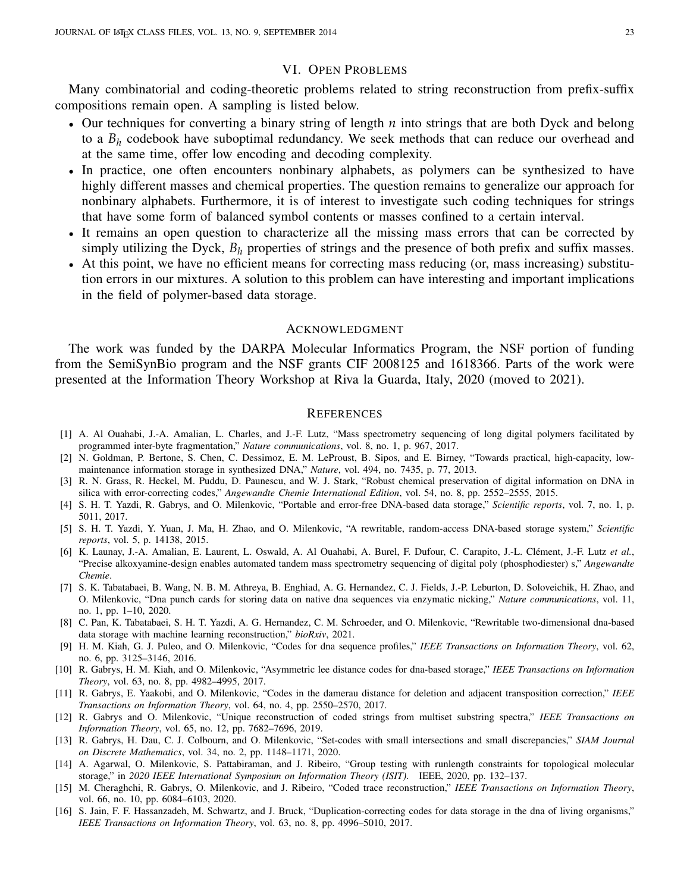## VI. Open Problems

Many combinatorial and coding-theoretic problems related to string reconstruction from prefix-suffix compositions remain open. A sampling is listed below.

- Our techniques for converting a binary string of length $n$ into strings that are both Dyck and belong to a $B_h$ codebook have suboptimal redundancy. We seek methods that can reduce our overhead and at the same time, offer low encoding and decoding complexity.
- In practice, one often encounters nonbinary alphabets, as polymers can be synthesized to have highly different masses and chemical properties. The question remains to generalize our approach for nonbinary alphabets. Furthermore, it is of interest to investigate such coding techniques for strings that have some form of balanced symbol contents or masses confined to a certain interval.
- It remains an open question to characterize all the missing mass errors that can be corrected by simply utilizing the Dyck, $B_h$ properties of strings and the presence of both prefix and suffix masses.
- At this point, we have no efficient means for correcting mass reducing (or, mass increasing) substitution errors in our mixtures. A solution to this problem can have interesting and important implications in the field of polymer-based data storage.

## Acknowledgment

The work was funded by the DARPA Molecular Informatics Program, the NSF portion of funding from the SemiSynBio program and the NSF grants CIF 2008125 and 1618366. Parts of the work were presented at the Information Theory Workshop at Riva la Guarda, Italy, 2020 (moved to 2021).

## References

[1] A. Al Ouahabi, J.-A. Amalian, L. Charles, and J.-F. Lutz, "Mass spectrometry sequencing of long digital polymers facilitated by programmed inter-byte fragmentation," *Nature communications*, vol. 8, no. 1, p. 967, 2017.

[2] N. Goldman, P. Bertone, S. Chen, C. Dessimoz, E. M. LeProust, B. Sipos, and E. Birney, "Towards practical, high-capacity, low-maintenance information storage in synthesized DNA," *Nature*, vol. 494, no. 7435, p. 77, 2013.

[3] R. N. Grass, R. Heckel, M. Puddu, D. Paunescu, and W. J. Stark, "Robust chemical preservation of digital information on DNA in silica with error-correcting codes," *Angewandte Chemie International Edition*, vol. 54, no. 8, pp. 2552–2555, 2015.

[4] S. H. T. Yazdi, R. Gabrys, and O. Milenkovic, "Portable and error-free DNA-based data storage," *Scientific reports*, vol. 7, no. 1, p. 5011, 2017.

[5] S. H. T. Yazdi, Y. Yuan, J. Ma, H. Zhao, and O. Milenkovic, "A rewritable, random-access DNA-based storage system," *Scientific reports*, vol. 5, p. 14138, 2015.

[6] K. Launay, J.-A. Amalian, E. Laurent, L. Oswald, A. Al Ouahabi, A. Burel, F. Dufour, C. Carapito, J.-L. Clément, J.-F. Lutz *et al.*, "Precise alkoxyamine-design enables automated tandem mass spectrometry sequencing of digital poly (phosphodiester) s," *Angewandte Chemie*.

[7] S. K. Tabatabaei, B. Wang, N. B. M. Athreya, B. Enghiad, A. G. Hernandez, C. J. Fields, J.-P. Leburton, D. Soloveichik, H. Zhao, and O. Milenkovic, "Dna punch cards for storing data on native dna sequences via enzymatic nicking," *Nature communications*, vol. 11, no. 1, pp. 1–10, 2020.

[8] C. Pan, K. Tabatabaei, S. H. T. Yazdi, A. G. Hernandez, C. M. Schroeder, and O. Milenkovic, "Rewritable two-dimensional dna-based data storage with machine learning reconstruction," *bioRxiv*, 2021.

[9] H. M. Kiah, G. J. Puleo, and O. Milenkovic, "Codes for dna sequence profiles," *IEEE Transactions on Information Theory*, vol. 62, no. 6, pp. 3125–3146, 2016.

[10] R. Gabrys, H. M. Kiah, and O. Milenkovic, "Asymmetric lee distance codes for dna-based storage," *IEEE Transactions on Information Theory*, vol. 63, no. 8, pp. 4982–4995, 2017.

[11] R. Gabrys, E. Yaakobi, and O. Milenkovic, "Codes in the damerau distance for deletion and adjacent transposition correction," *IEEE Transactions on Information Theory*, vol. 64, no. 4, pp. 2550–2570, 2017.

[12] R. Gabrys and O. Milenkovic, "Unique reconstruction of coded strings from multiset substring spectra," *IEEE Transactions on Information Theory*, vol. 65, no. 12, pp. 7682–7696, 2019.

[13] R. Gabrys, H. Dau, C. J. Colbourn, and O. Milenkovic, "Set-codes with small intersections and small discrepancies," *SIAM Journal on Discrete Mathematics*, vol. 34, no. 2, pp. 1148–1171, 2020.

[14] A. Agarwal, O. Milenkovic, S. Pattabiraman, and J. Ribeiro, "Group testing with runlength constraints for topological molecular storage," in *2020 IEEE International Symposium on Information Theory (ISIT)*. IEEE, 2020, pp. 132–137.

[15] M. Cheraghchi, R. Gabrys, O. Milenkovic, and J. Ribeiro, "Coded trace reconstruction," *IEEE Transactions on Information Theory*, vol. 66, no. 10, pp. 6084–6103, 2020.

[16] S. Jain, F. F. Hassanzadeh, M. Schwartz, and J. Bruck, "Duplication-correcting codes for data storage in the dna of living organisms," *IEEE Transactions on Information Theory*, vol. 63, no. 8, pp. 4996–5010, 2017.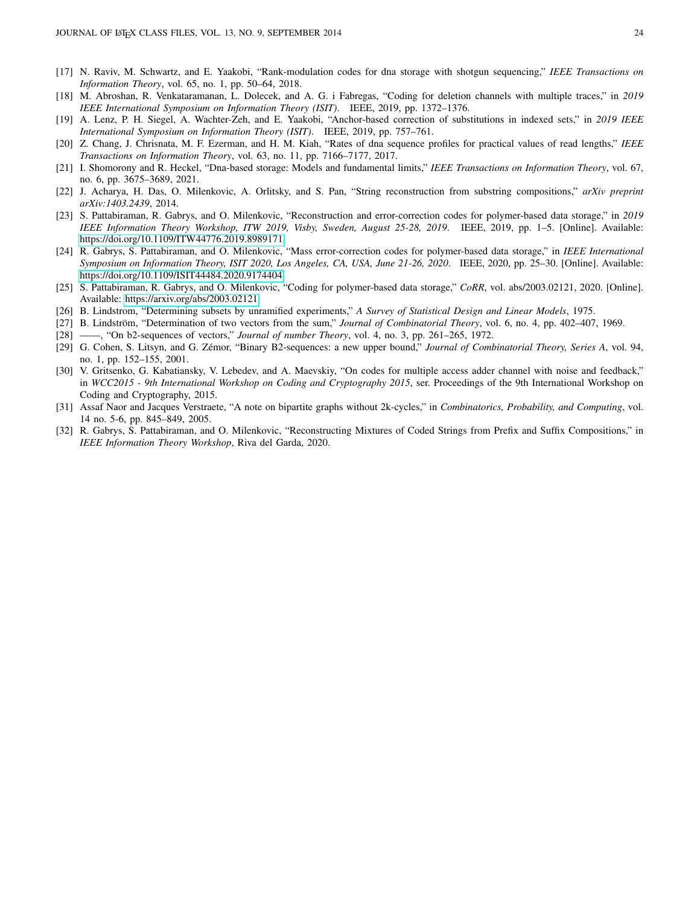[17] N. Raviv, M. Schwartz, and E. Yaakobi, "Rank-modulation codes for dna storage with shotgun sequencing," *IEEE Transactions on Information Theory*, vol. 65, no. 1, pp. 50–64, 2018.

[18] M. Abroshan, R. Venkataramanan, L. Dolecek, and A. G. i Fabregas, "Coding for deletion channels with multiple traces," in *2019 IEEE International Symposium on Information Theory (ISIT)*. IEEE, 2019, pp. 1372–1376.

[19] A. Lenz, P. H. Siegel, A. Wachter-Zeh, and E. Yaakobi, "Anchor-based correction of substitutions in indexed sets," in *2019 IEEE International Symposium on Information Theory (ISIT)*. IEEE, 2019, pp. 757–761.

[20] Z. Chang, J. Chrisnata, M. F. Ezerman, and H. M. Kiah, "Rates of dna sequence profiles for practical values of read lengths," *IEEE Transactions on Information Theory*, vol. 63, no. 11, pp. 7166–7177, 2017.

[21] I. Shomorony and R. Heckel, "Dna-based storage: Models and fundamental limits," *IEEE Transactions on Information Theory*, vol. 67, no. 6, pp. 3675–3689, 2021.

[22] J. Acharya, H. Das, O. Milenkovic, A. Orlitsky, and S. Pan, "String reconstruction from substring compositions," *arXiv preprint arXiv:1403.2439*, 2014.

[23] S. Pattabiraman, R. Gabrys, and O. Milenkovic, "Reconstruction and error-correction codes for polymer-based data storage," in *2019 IEEE Information Theory Workshop, ITW 2019, Visby, Sweden, August 25-28, 2019*. IEEE, 2019, pp. 1–5. [Online]. Available: https://doi.org/10.1109/ITW44776.2019.8989171

[24] R. Gabrys, S. Pattabiraman, and O. Milenkovic, "Mass error-correction codes for polymer-based data storage," in *IEEE International Symposium on Information Theory, ISIT 2020, Los Angeles, CA, USA, June 21-26, 2020*. IEEE, 2020, pp. 25–30. [Online]. Available: https://doi.org/10.1109/ISIT44484.2020.9174404

[25] S. Pattabiraman, R. Gabrys, and O. Milenkovic, "Coding for polymer-based data storage," *CoRR*, vol. abs/2003.02121, 2020. [Online]. Available: https://arxiv.org/abs/2003.02121

[26] B. Lindstrom, "Determining subsets by unramified experiments," *A Survey of Statistical Design and Linear Models*, 1975.

[27] B. Lindström, "Determination of two vectors from the sum," *Journal of Combinatorial Theory*, vol. 6, no. 4, pp. 402–407, 1969.

[28] ——, "On b2-sequences of vectors," *Journal of number Theory*, vol. 4, no. 3, pp. 261–265, 1972.

[29] G. Cohen, S. Litsyn, and G. Zémor, "Binary B2-sequences: a new upper bound," *Journal of Combinatorial Theory, Series A*, vol. 94, no. 1, pp. 152–155, 2001.

[30] V. Gritsenko, G. Kabatiansky, V. Lebedev, and A. Maevskiy, "On codes for multiple access adder channel with noise and feedback," in *WCC2015 - 9th International Workshop on Coding and Cryptography 2015*, ser. Proceedings of the 9th International Workshop on Coding and Cryptography, 2015.

[31] Assaf Naor and Jacques Verstraete, "A note on bipartite graphs without 2k-cycles," in *Combinatorics, Probability, and Computing*, vol. 14 no. 5-6, pp. 845–849, 2005.

[32] R. Gabrys, S. Pattabiraman, and O. Milenkovic, "Reconstructing Mixtures of Coded Strings from Prefix and Suffix Compositions," in *IEEE Information Theory Workshop*, Riva del Garda, 2020.